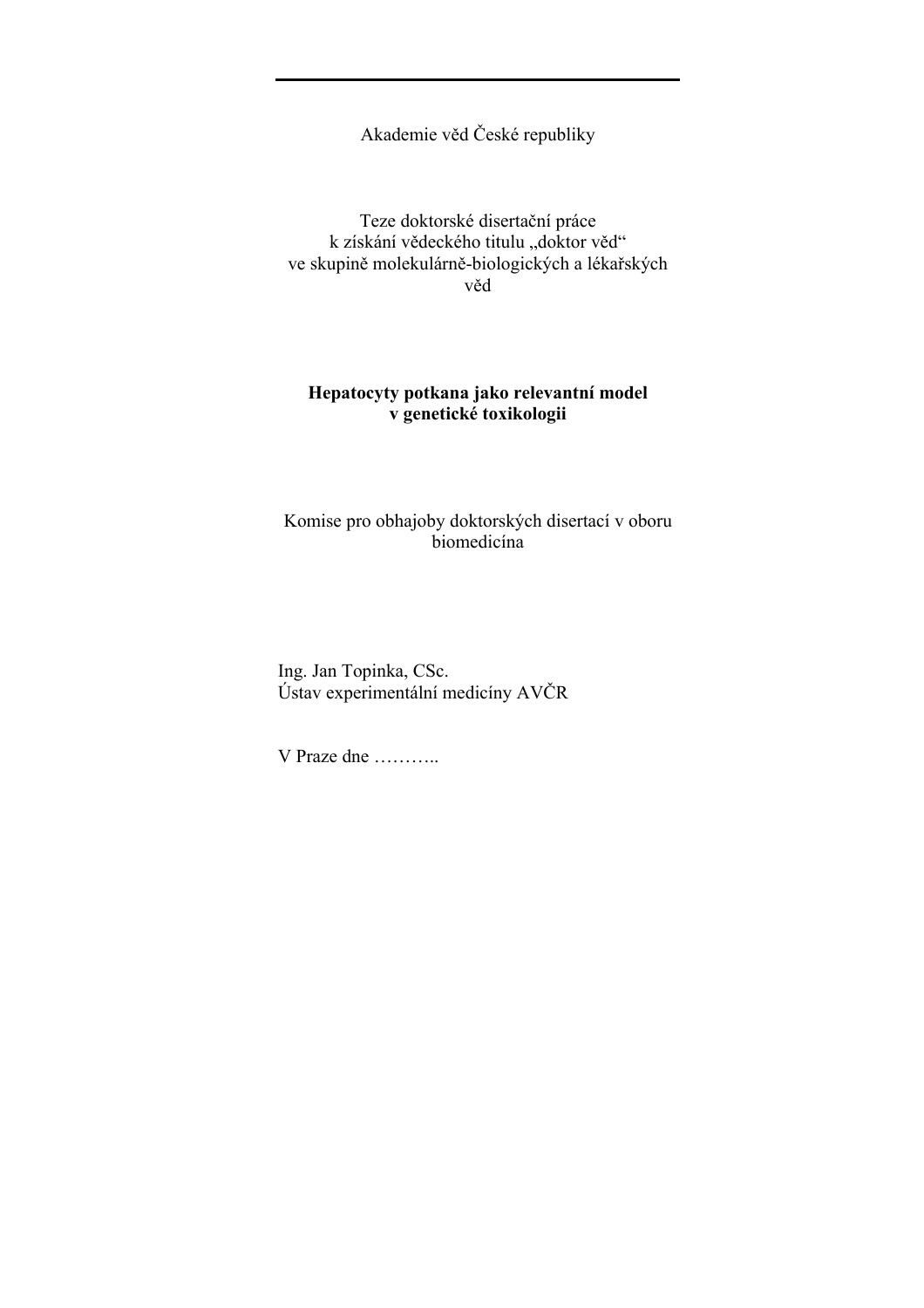Akademie věd České republiky

Teze doktorské disertační práce
k získání vědeckého titulu „doktor věd"
ve skupině molekulárně-biologických a lékařských
věd

**Hepatocyty potkana jako relevantní model
v genetické toxikologii**

Komise pro obhajoby doktorských disertací v oboru
biomedicína

Ing. Jan Topinka, CSc.
Ústav experimentální medicíny AVČR

V Praze dne ………..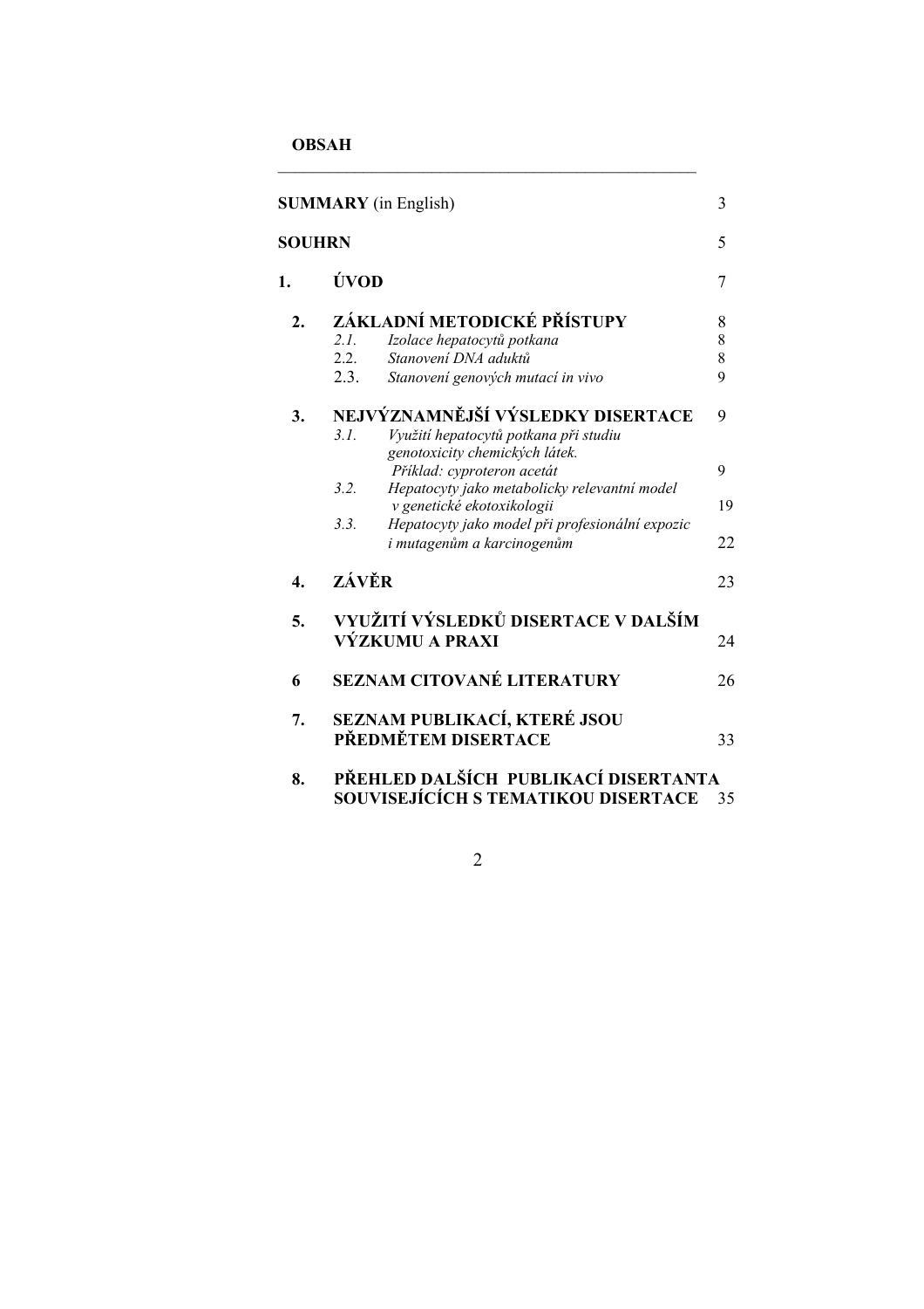**OBSAH**

| | | |
|---|---|---|
| **SUMMARY** (in English) | | 3 |
| **SOUHRN** | | 5 |
| **1.** | **ÚVOD** | 7 |
| **2.** | **ZÁKLADNÍ METODICKÉ PŘÍSTUPY** | 8 |
| | *2.1. Izolace hepatocytů potkana* | 8 |
| | *2.2. Stanovení DNA aduktů* | 8 |
| | *2.3. Stanovení genových mutací in vivo* | 9 |
| **3.** | **NEJVÝZNAMNĚJŠÍ VÝSLEDKY DISERTACE** | 9 |
| | *3.1. Využití hepatocytů potkana při studiu genotoxicity chemických látek. Příklad: cyproteron acetát* | 9 |
| | *3.2. Hepatocyty jako metabolicky relevantní model v genetické ekotoxikologii* | 19 |
| | *3.3. Hepatocyty jako model při profesionální expozici mutagenům a karcinogenům* | 22 |
| **4.** | **ZÁVĚR** | 23 |
| **5.** | **VYUŽITÍ VÝSLEDKŮ DISERTACE V DALŠÍM VÝZKUMU A PRAXI** | 24 |
| **6** | **SEZNAM CITOVANÉ LITERATURY** | 26 |
| **7.** | **SEZNAM PUBLIKACÍ, KTERÉ JSOU PŘEDMĚTEM DISERTACE** | 33 |
| **8.** | **PŘEHLED DALŠÍCH PUBLIKACÍ DISERTANTA SOUVISEJÍCÍCH S TEMATIKOU DISERTACE** | 35 |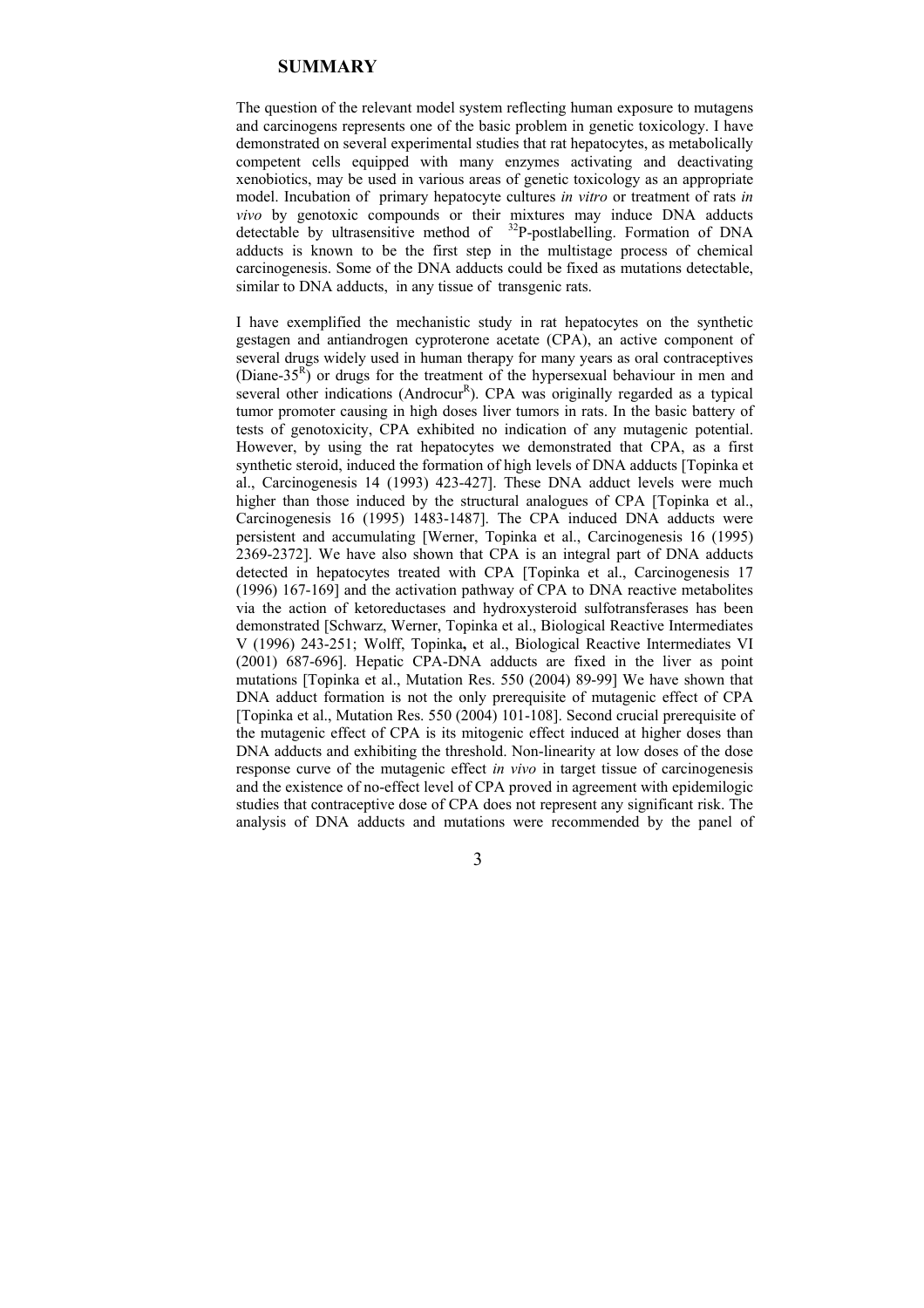## SUMMARY

The question of the relevant model system reflecting human exposure to mutagens and carcinogens represents one of the basic problem in genetic toxicology. I have demonstrated on several experimental studies that rat hepatocytes, as metabolically competent cells equipped with many enzymes activating and deactivating xenobiotics, may be used in various areas of genetic toxicology as an appropriate model. Incubation of primary hepatocyte cultures *in vitro* or treatment of rats *in vivo* by genotoxic compounds or their mixtures may induce DNA adducts detectable by ultrasensitive method of $^{32}$P-postlabelling. Formation of DNA adducts is known to be the first step in the multistage process of chemical carcinogenesis. Some of the DNA adducts could be fixed as mutations detectable, similar to DNA adducts, in any tissue of transgenic rats.

I have exemplified the mechanistic study in rat hepatocytes on the synthetic gestagen and antiandrogen cyproterone acetate (CPA), an active component of several drugs widely used in human therapy for many years as oral contraceptives (Diane-35$^{R}$) or drugs for the treatment of the hypersexual behaviour in men and several other indications (Androcur$^{R}$). CPA was originally regarded as a typical tumor promoter causing in high doses liver tumors in rats. In the basic battery of tests of genotoxicity, CPA exhibited no indication of any mutagenic potential. However, by using the rat hepatocytes we demonstrated that CPA, as a first synthetic steroid, induced the formation of high levels of DNA adducts [Topinka et al., Carcinogenesis 14 (1993) 423-427]. These DNA adduct levels were much higher than those induced by the structural analogues of CPA [Topinka et al., Carcinogenesis 16 (1995) 1483-1487]. The CPA induced DNA adducts were persistent and accumulating [Werner, Topinka et al., Carcinogenesis 16 (1995) 2369-2372]. We have also shown that CPA is an integral part of DNA adducts detected in hepatocytes treated with CPA [Topinka et al., Carcinogenesis 17 (1996) 167-169] and the activation pathway of CPA to DNA reactive metabolites via the action of ketoreductases and hydroxysteroid sulfotransferases has been demonstrated [Schwarz, Werner, Topinka et al., Biological Reactive Intermediates V (1996) 243-251; Wolff, Topinka**,** et al., Biological Reactive Intermediates VI (2001) 687-696]. Hepatic CPA-DNA adducts are fixed in the liver as point mutations [Topinka et al., Mutation Res. 550 (2004) 89-99] We have shown that DNA adduct formation is not the only prerequisite of mutagenic effect of CPA [Topinka et al., Mutation Res. 550 (2004) 101-108]. Second crucial prerequisite of the mutagenic effect of CPA is its mitogenic effect induced at higher doses than DNA adducts and exhibiting the threshold. Non-linearity at low doses of the dose response curve of the mutagenic effect *in vivo* in target tissue of carcinogenesis and the existence of no-effect level of CPA proved in agreement with epidemilogic studies that contraceptive dose of CPA does not represent any significant risk. The analysis of DNA adducts and mutations were recommended by the panel of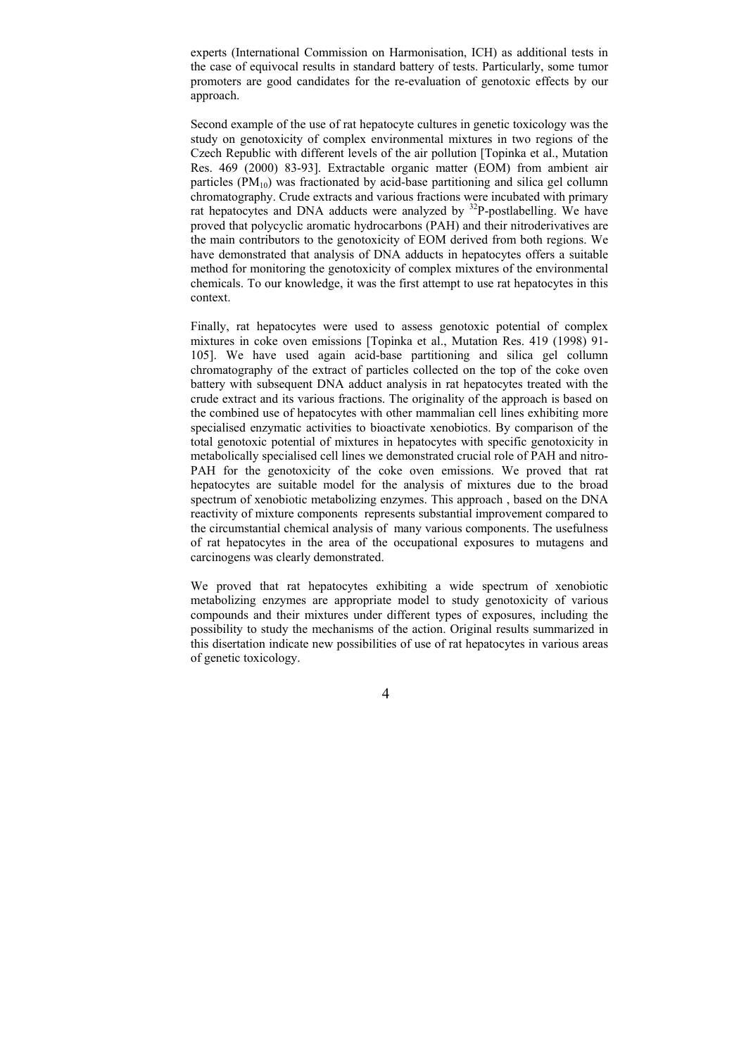experts (International Commission on Harmonisation, ICH) as additional tests in the case of equivocal results in standard battery of tests. Particularly, some tumor promoters are good candidates for the re-evaluation of genotoxic effects by our approach.

Second example of the use of rat hepatocyte cultures in genetic toxicology was the study on genotoxicity of complex environmental mixtures in two regions of the Czech Republic with different levels of the air pollution [Topinka et al., Mutation Res. 469 (2000) 83-93]. Extractable organic matter (EOM) from ambient air particles ($PM_{10}$) was fractionated by acid-base partitioning and silica gel collumn chromatography. Crude extracts and various fractions were incubated with primary rat hepatocytes and DNA adducts were analyzed by $^{32}$P-postlabelling. We have proved that polycyclic aromatic hydrocarbons (PAH) and their nitroderivatives are the main contributors to the genotoxicity of EOM derived from both regions. We have demonstrated that analysis of DNA adducts in hepatocytes offers a suitable method for monitoring the genotoxicity of complex mixtures of the environmental chemicals. To our knowledge, it was the first attempt to use rat hepatocytes in this context.

Finally, rat hepatocytes were used to assess genotoxic potential of complex mixtures in coke oven emissions [Topinka et al., Mutation Res. 419 (1998) 91-105]. We have used again acid-base partitioning and silica gel collumn chromatography of the extract of particles collected on the top of the coke oven battery with subsequent DNA adduct analysis in rat hepatocytes treated with the crude extract and its various fractions. The originality of the approach is based on the combined use of hepatocytes with other mammalian cell lines exhibiting more specialised enzymatic activities to bioactivate xenobiotics. By comparison of the total genotoxic potential of mixtures in hepatocytes with specific genotoxicity in metabolically specialised cell lines we demonstrated crucial role of PAH and nitro-PAH for the genotoxicity of the coke oven emissions. We proved that rat hepatocytes are suitable model for the analysis of mixtures due to the broad spectrum of xenobiotic metabolizing enzymes. This approach , based on the DNA reactivity of mixture components represents substantial improvement compared to the circumstantial chemical analysis of many various components. The usefulness of rat hepatocytes in the area of the occupational exposures to mutagens and carcinogens was clearly demonstrated.

We proved that rat hepatocytes exhibiting a wide spectrum of xenobiotic metabolizing enzymes are appropriate model to study genotoxicity of various compounds and their mixtures under different types of exposures, including the possibility to study the mechanisms of the action. Original results summarized in this disertation indicate new possibilities of use of rat hepatocytes in various areas of genetic toxicology.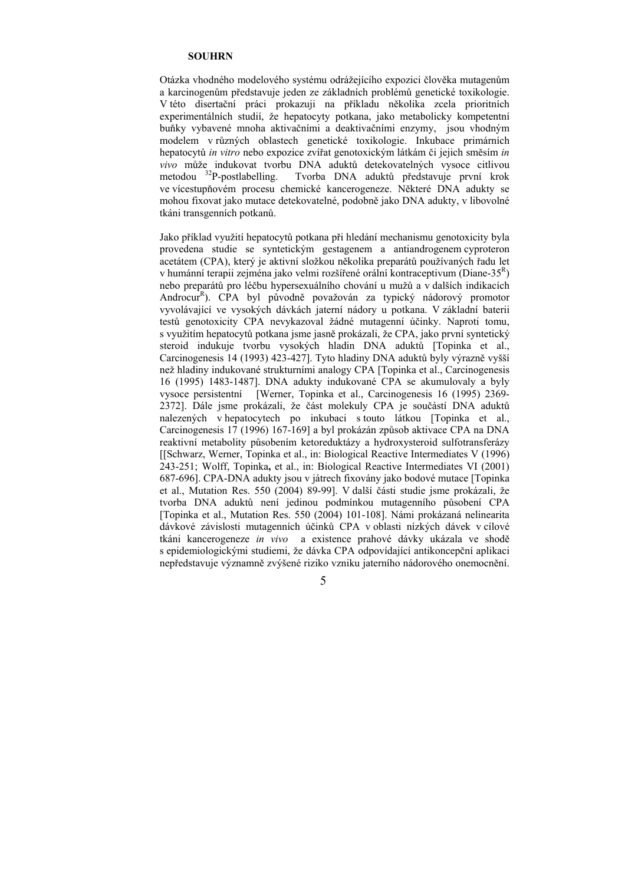**SOUHRN**

Otázka vhodného modelového systému odrážejícího expozici člověka mutagenům a karcinogenům představuje jeden ze základních problémů genetické toxikologie. V této disertační práci prokazuji na příkladu několika zcela prioritních experimentálních studií, že hepatocyty potkana, jako metabolicky kompetentní buňky vybavené mnoha aktivačními a deaktivačními enzymy, jsou vhodným modelem v různých oblastech genetické toxikologie. Inkubace primárních hepatocytů *in vitro* nebo expozice zvířat genotoxickým látkám či jejich směsím *in vivo* může indukovat tvorbu DNA aduktů detekovatelných vysoce citlivou metodou $^{32}$P-postlabelling. Tvorba DNA aduktů představuje první krok ve vícestupňovém procesu chemické kancerogeneze. Některé DNA adukty se mohou fixovat jako mutace detekovatelné, podobně jako DNA adukty, v libovolné tkáni transgenních potkanů.

Jako příklad využití hepatocytů potkana při hledání mechanismu genotoxicity byla provedena studie se syntetickým gestagenem a antiandrogenem cyproteron acetátem (CPA), který je aktivní složkou několika preparátů používaných řadu let v humánní terapii zejména jako velmi rozšířené orální kontraceptivum (Diane-35[R]) nebo preparátů pro léčbu hypersexuálního chování u mužů a v dalších indikacích Androcur[R]). CPA byl původně považován za typický nádorový promotor vyvolávající ve vysokých dávkách jaterní nádory u potkana. V základní baterii testů genotoxicity CPA nevykazoval žádné mutagenní účinky. Naproti tomu, s využitím hepatocytů potkana jsme jasně prokázali, že CPA, jako první syntetický steroid indukuje tvorbu vysokých hladin DNA aduktů [Topinka et al., Carcinogenesis 14 (1993) 423-427]. Tyto hladiny DNA aduktů byly výrazně vyšší než hladiny indukované strukturními analogy CPA [Topinka et al., Carcinogenesis 16 (1995) 1483-1487]. DNA adukty indukované CPA se akumulovaly a byly vysoce persistentní [Werner, Topinka et al., Carcinogenesis 16 (1995) 2369-2372]. Dále jsme prokázali, že část molekuly CPA je součástí DNA aduktů nalezených v hepatocytech po inkubaci s touto látkou [Topinka et al., Carcinogenesis 17 (1996) 167-169] a byl prokázán způsob aktivace CPA na DNA reaktivní metabolity působením ketoreduktázy a hydroxysteroid sulfotransferázy [[Schwarz, Werner, Topinka et al., in: Biological Reactive Intermediates V (1996) 243-251; Wolff, Topinka, et al., in: Biological Reactive Intermediates VI (2001) 687-696]. CPA-DNA adukty jsou v játrech fixovány jako bodové mutace [Topinka et al., Mutation Res. 550 (2004) 89-99]. V další části studie jsme prokázali, že tvorba DNA aduktů není jedinou podmínkou mutagenního působení CPA [Topinka et al., Mutation Res. 550 (2004) 101-108]. Námi prokázaná nelinearita dávkové závislosti mutagenních účinků CPA v oblasti nízkých dávek v cílové tkáni kancerogeneze *in vivo* a existence prahové dávky ukázala ve shodě s epidemiologickými studiemi, že dávka CPA odpovídající antikoncepční aplikaci nepředstavuje významně zvýšené riziko vzniku jaterního nádorového onemocnění.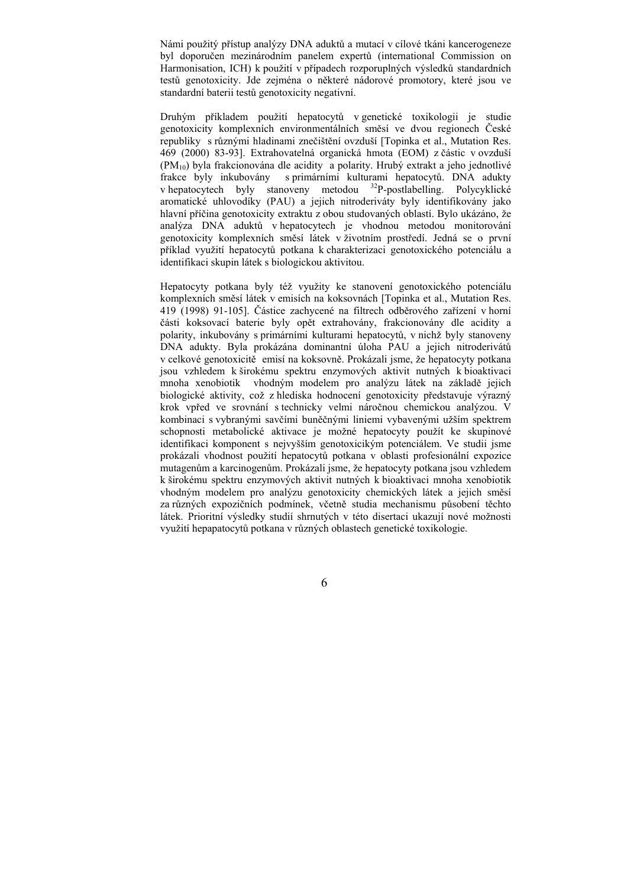Námi použitý přístup analýzy DNA aduktů a mutací v cílové tkáni kancerogeneze byl doporučen mezinárodním panelem expertů (international Commission on Harmonisation, ICH) k použití v případech rozporuplných výsledků standardních testů genotoxicity. Jde zejména o některé nádorové promotory, které jsou ve standardní baterii testů genotoxicity negativní.

Druhým příkladem použití hepatocytů v genetické toxikologii je studie genotoxicity komplexních environmentálních směsí ve dvou regionech České republiky s různými hladinami znečištění ovzduší [Topinka et al., Mutation Res. 469 (2000) 83-93]. Extrahovatelná organická hmota (EOM) z částic v ovzduší ($PM_{10}$) byla frakcionována dle acidity a polarity. Hrubý extrakt a jeho jednotlivé frakce byly inkubovány s primárními kulturami hepatocytů. DNA adukty v hepatocytech byly stanoveny metodou $^{32}$P-postlabelling. Polycyklické aromatické uhlovodíky (PAU) a jejich nitroderiváty byly identifikovány jako hlavní příčina genotoxicity extraktu z obou studovaných oblastí. Bylo ukázáno, že analýza DNA aduktů v hepatocytech je vhodnou metodou monitorování genotoxicity komplexních směsí látek v životním prostředí. Jedná se o první příklad využití hepatocytů potkana k charakterizaci genotoxického potenciálu a identifikaci skupin látek s biologickou aktivitou.

Hepatocyty potkana byly též využity ke stanovení genotoxického potenciálu komplexních směsí látek v emisích na koksovnách [Topinka et al., Mutation Res. 419 (1998) 91-105]. Částice zachycené na filtrech odběrového zařízení v horní části koksovací baterie byly opět extrahovány, frakcionovány dle acidity a polarity, inkubovány s primárními kulturami hepatocytů, v nichž byly stanoveny DNA adukty. Byla prokázána dominantní úloha PAU a jejich nitroderivátů v celkové genotoxicitě emisí na koksovně. Prokázali jsme, že hepatocyty potkana jsou vzhledem k širokému spektru enzymových aktivit nutných k bioaktivaci mnoha xenobiotik vhodným modelem pro analýzu látek na základě jejich biologické aktivity, což z hlediska hodnocení genotoxicity představuje výrazný krok vpřed ve srovnání s technicky velmi náročnou chemickou analýzou. V kombinaci s vybranými savčími buněčnými liniemi vybavenými užším spektrem schopnosti metabolické aktivace je možné hepatocyty použít ke skupinové identifikaci komponent s nejvyšším genotoxicikým potenciálem. Ve studii jsme prokázali vhodnost použití hepatocytů potkana v oblasti profesionální expozice mutagenům a karcinogenům. Prokázali jsme, že hepatocyty potkana jsou vzhledem k širokému spektru enzymových aktivit nutných k bioaktivaci mnoha xenobiotik vhodným modelem pro analýzu genotoxicity chemických látek a jejich směsí za různých expozičních podmínek, včetně studia mechanismu působení těchto látek. Prioritní výsledky studií shrnutých v této disertaci ukazují nové možnosti využití hepapatocytů potkana v různých oblastech genetické toxikologie.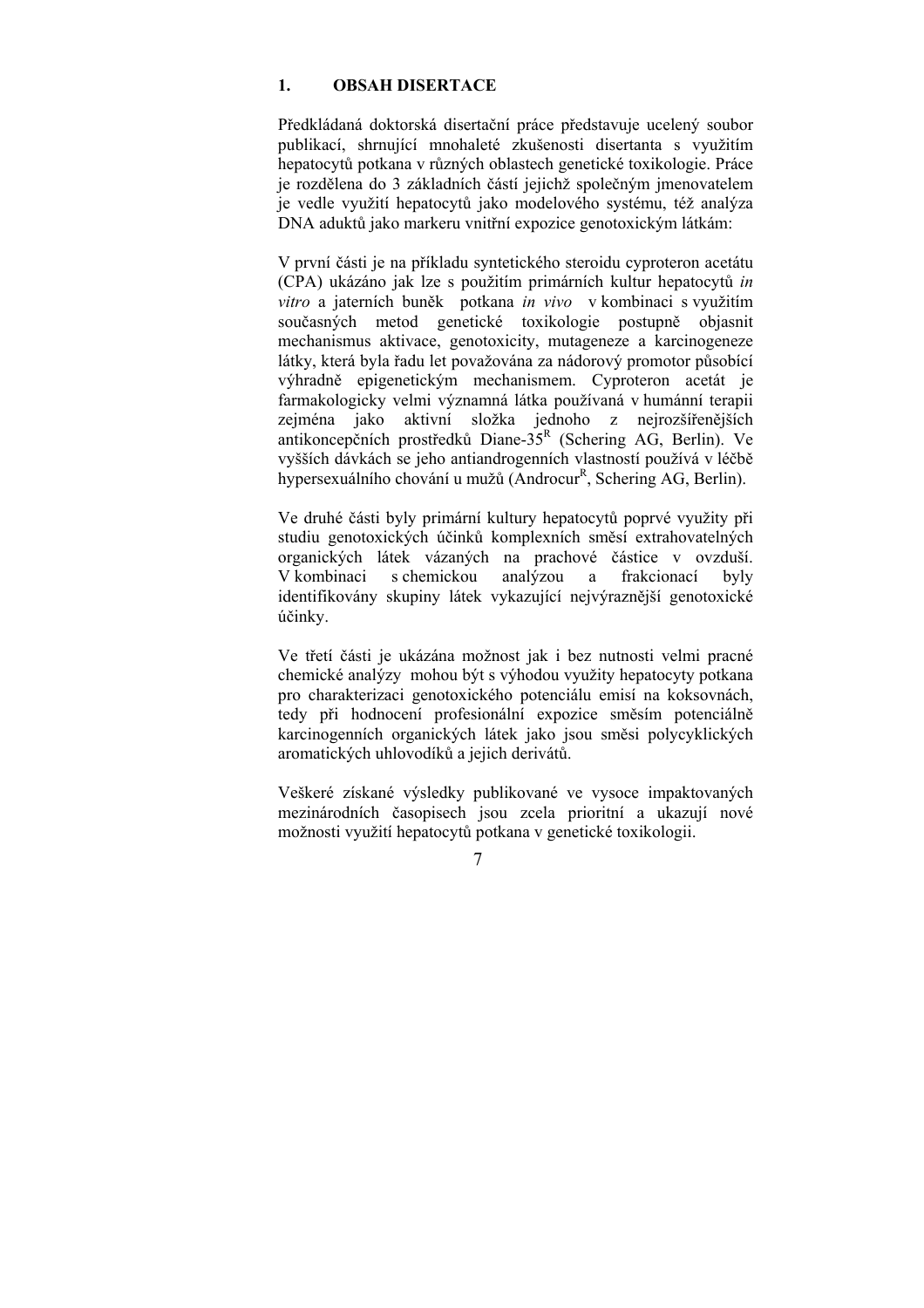# 1. OBSAH DISERTACE

Předkládaná doktorská disertační práce představuje ucelený soubor publikací, shrnující mnohaleté zkušenosti disertanta s využitím hepatocytů potkana v různých oblastech genetické toxikologie. Práce je rozdělena do 3 základních částí jejichž společným jmenovatelem je vedle využití hepatocytů jako modelového systému, též analýza DNA aduktů jako markeru vnitřní expozice genotoxickým látkám:

V první části je na příkladu syntetického steroidu cyproteron acetátu (CPA) ukázáno jak lze s použitím primárních kultur hepatocytů *in vitro* a jaterních buněk potkana *in vivo* v kombinaci s využitím současných metod genetické toxikologie postupně objasnit mechanismus aktivace, genotoxicity, mutageneze a karcinogeneze látky, která byla řadu let považována za nádorový promotor působící výhradně epigenetickým mechanismem. Cyproteron acetát je farmakologicky velmi významná látka používaná v humánní terapii zejména jako aktivní složka jednoho z nejrozšířenějších antikoncepčních prostředků Diane-35[R] (Schering AG, Berlin). Ve vyšších dávkách se jeho antiandrogenních vlastností používá v léčbě hypersexuálního chování u mužů (Androcur[R], Schering AG, Berlin).

Ve druhé části byly primární kultury hepatocytů poprvé využity při studiu genotoxických účinků komplexních směsí extrahovatelných organických látek vázaných na prachové částice v ovzduší. V kombinaci s chemickou analýzou a frakcionací byly identifikovány skupiny látek vykazující nejvýraznější genotoxické účinky.

Ve třetí části je ukázána možnost jak i bez nutnosti velmi pracné chemické analýzy mohou být s výhodou využity hepatocyty potkana pro charakterizaci genotoxického potenciálu emisí na koksovnách, tedy při hodnocení profesionální expozice směsím potenciálně karcinogenních organických látek jako jsou směsi polycyklických aromatických uhlovodíků a jejich derivátů.

Veškeré získané výsledky publikované ve vysoce impaktovaných mezinárodních časopisech jsou zcela prioritní a ukazují nové možnosti využití hepatocytů potkana v genetické toxikologii.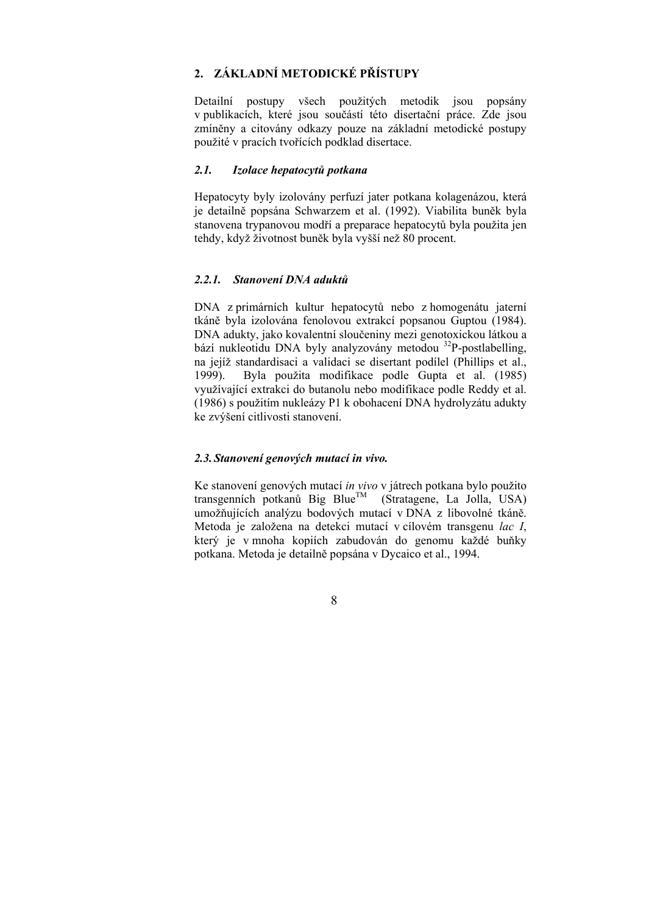## 2. ZÁKLADNÍ METODICKÉ PŘÍSTUPY

Detailní postupy všech použitých metodik jsou popsány v publikacích, které jsou součástí této disertační práce. Zde jsou zmíněny a citovány odkazy pouze na základní metodické postupy použité v pracích tvořících podklad disertace.

### *2.1. Izolace hepatocytů potkana*

Hepatocyty byly izolovány perfuzí jater potkana kolagenázou, která je detailně popsána Schwarzem et al. (1992). Viabilita buněk byla stanovena trypanovou modří a preparace hepatocytů byla použita jen tehdy, když životnost buněk byla vyšší než 80 procent.

### *2.2.1. Stanovení DNA aduktů*

DNA z primárních kultur hepatocytů nebo z homogenátu jaterní tkáně byla izolována fenolovou extrakcí popsanou Guptou (1984). DNA adukty, jako kovalentní sloučeniny mezi genotoxickou látkou a bází nukleotidu DNA byly analyzovány metodou $^{32}$P-postlabelling, na jejíž standardisaci a validaci se disertant podílel (Phillips et al., 1999). Byla použita modifikace podle Gupta et al. (1985) využívající extrakci do butanolu nebo modifikace podle Reddy et al. (1986) s použitím nukleázy P1 k obohacení DNA hydrolyzátu adukty ke zvýšení citlivosti stanovení.

### *2.3. Stanovení genových mutací in vivo.*

Ke stanovení genových mutací *in vivo* v játrech potkana bylo použito transgenních potkanů Big Blue$^{TM}$ (Stratagene, La Jolla, USA) umožňujících analýzu bodových mutací v DNA z libovolné tkáně. Metoda je založena na detekci mutací v cílovém transgenu *lac I*, který je v mnoha kopiích zabudován do genomu každé buňky potkana. Metoda je detailně popsána v Dycaico et al., 1994.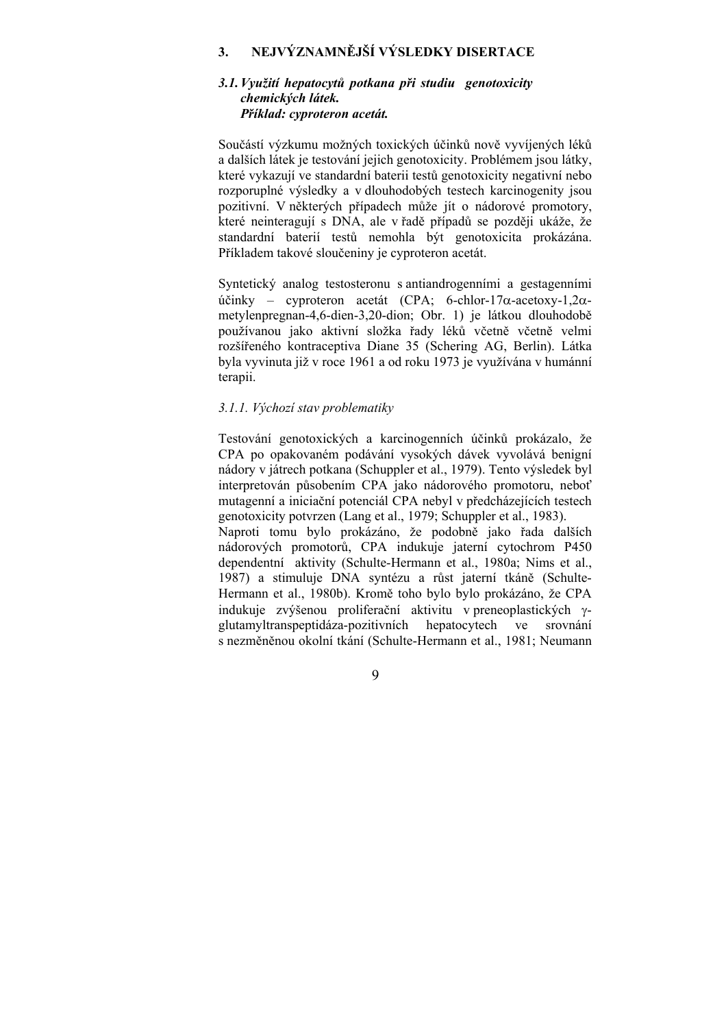# 3. NEJVÝZNAMNĚJŠÍ VÝSLEDKY DISERTACE

## *3.1. Využití hepatocytů potkana při studiu genotoxicity chemických látek.* ***Příklad: cyproteron acetát.***

Součástí výzkumu možných toxických účinků nově vyvíjených léků a dalších látek je testování jejich genotoxicity. Problémem jsou látky, které vykazují ve standardní baterii testů genotoxicity negativní nebo rozporuplné výsledky a v dlouhodobých testech karcinogenity jsou pozitivní. V některých případech může jít o nádorové promotory, které neinteragují s DNA, ale v řadě případů se později ukáže, že standardní baterií testů nemohla být genotoxicita prokázána. Příkladem takové sloučeniny je cyproteron acetát.

Syntetický analog testosteronu s antiandrogenními a gestagenními účinky – cyproteron acetát (CPA; 6-chlor-17α-acetoxy-1,2α-metylenpregnan-4,6-dien-3,20-dion; Obr. 1) je látkou dlouhodobě používanou jako aktivní složka řady léků včetně včetně velmi rozšířeného kontraceptiva Diane 35 (Schering AG, Berlin). Látka byla vyvinuta již v roce 1961 a od roku 1973 je využívána v humánní terapii.

### *3.1.1. Výchozí stav problematiky*

Testování genotoxických a karcinogenních účinků prokázalo, že CPA po opakovaném podávání vysokých dávek vyvolává benigní nádory v játrech potkana (Schuppler et al., 1979). Tento výsledek byl interpretován působením CPA jako nádorového promotoru, neboť mutagenní a iniciační potenciál CPA nebyl v předcházejících testech genotoxicity potvrzen (Lang et al., 1979; Schuppler et al., 1983).
Naproti tomu bylo prokázáno, že podobně jako řada dalších nádorových promotorů, CPA indukuje jaterní cytochrom P450 dependentní aktivity (Schulte-Hermann et al., 1980a; Nims et al., 1987) a stimuluje DNA syntézu a růst jaterní tkáně (Schulte-Hermann et al., 1980b). Kromě toho bylo bylo prokázáno, že CPA indukuje zvýšenou proliferační aktivitu v preneoplastických γ-glutamyltranspeptidáza-pozitivních hepatocytech ve srovnání s nezměněnou okolní tkání (Schulte-Hermann et al., 1981; Neumann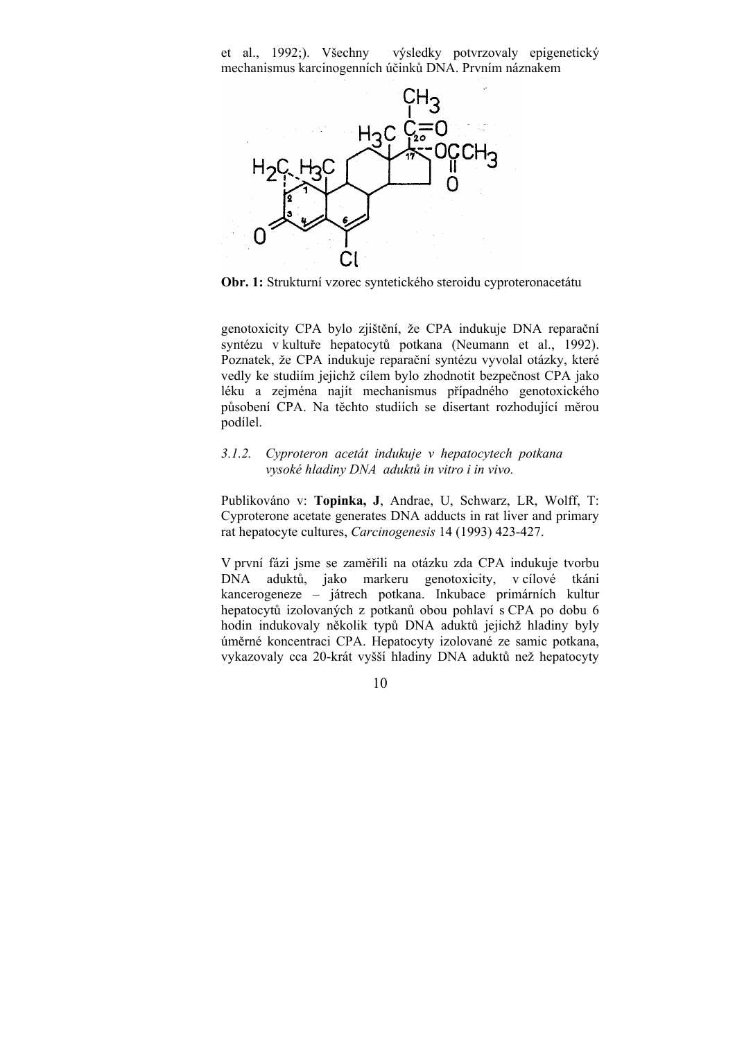et al., 1992;). Všechny výsledky potvrzovaly epigenetický mechanismus karcinogenních účinků DNA. Prvním náznakem

**Obr. 1:** Strukturní vzorec syntetického steroidu cyproteronacetátu

genotoxicity CPA bylo zjištění, že CPA indukuje DNA reparační syntézu v kultuře hepatocytů potkana (Neumann et al., 1992). Poznatek, že CPA indukuje reparační syntézu vyvolal otázky, které vedly ke studiím jejichž cílem bylo zhodnotit bezpečnost CPA jako léku a zejména najít mechanismus případného genotoxického působení CPA. Na těchto studiích se disertant rozhodující měrou podílel.

### *3.1.2. Cyproteron acetát indukuje v hepatocytech potkana vysoké hladiny DNA aduktů in vitro i in vivo.*

Publikováno v: **Topinka, J**, Andrae, U, Schwarz, LR, Wolff, T: Cyproterone acetate generates DNA adducts in rat liver and primary rat hepatocyte cultures, *Carcinogenesis* 14 (1993) 423-427.

V první fázi jsme se zaměřili na otázku zda CPA indukuje tvorbu DNA aduktů, jako markeru genotoxicity, v cílové tkáni kancerogeneze – játrech potkana. Inkubace primárních kultur hepatocytů izolovaných z potkanů obou pohlaví s CPA po dobu 6 hodin indukovaly několik typů DNA aduktů jejichž hladiny byly úměrné koncentraci CPA. Hepatocyty izolované ze samic potkana, vykazovaly cca 20-krát vyšší hladiny DNA aduktů než hepatocyty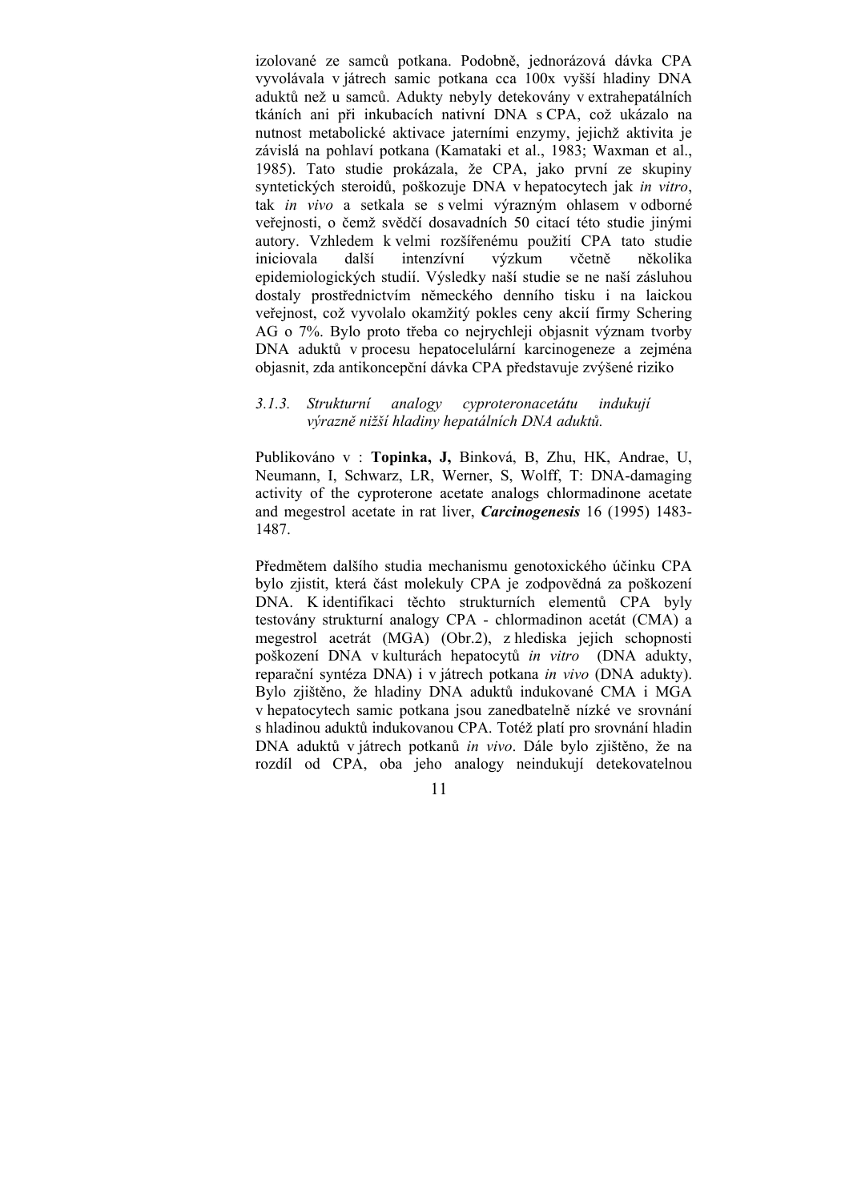izolované ze samců potkana. Podobně, jednorázová dávka CPA vyvolávala v játrech samic potkana cca 100x vyšší hladiny DNA aduktů než u samců. Adukty nebyly detekovány v extrahepatálních tkáních ani při inkubacích nativní DNA s CPA, což ukázalo na nutnost metabolické aktivace jaterními enzymy, jejichž aktivita je závislá na pohlaví potkana (Kamataki et al., 1983; Waxman et al., 1985). Tato studie prokázala, že CPA, jako první ze skupiny syntetických steroidů, poškozuje DNA v hepatocytech jak *in vitro*, tak *in vivo* a setkala se s velmi výrazným ohlasem v odborné veřejnosti, o čemž svědčí dosavadních 50 citací této studie jinými autory. Vzhledem k velmi rozšířenému použití CPA tato studie iniciovala další intenzívní výzkum včetně několika epidemiologických studií. Výsledky naší studie se ne naší zásluhou dostaly prostřednictvím německého denního tisku i na laickou veřejnost, což vyvolalo okamžitý pokles ceny akcií firmy Schering AG o 7%. Bylo proto třeba co nejrychleji objasnit význam tvorby DNA aduktů v procesu hepatocelulární karcinogeneze a zejména objasnit, zda antikoncepční dávka CPA představuje zvýšené riziko

### *3.1.3. Strukturní analogy cyproteronacetátu indukují výrazně nižší hladiny hepatálních DNA aduktů.*

Publikováno v : **Topinka, J,** Binková, B, Zhu, HK, Andrae, U, Neumann, I, Schwarz, LR, Werner, S, Wolff, T: DNA-damaging activity of the cyproterone acetate analogs chlormadinone acetate and megestrol acetate in rat liver, ***Carcinogenesis*** 16 (1995) 1483-1487.

Předmětem dalšího studia mechanismu genotoxického účinku CPA bylo zjistit, která část molekuly CPA je zodpovědná za poškození DNA. K identifikaci těchto strukturních elementů CPA byly testovány strukturní analogy CPA - chlormadinon acetát (CMA) a megestrol acetrát (MGA) (Obr.2), z hlediska jejich schopnosti poškození DNA v kulturách hepatocytů *in vitro* (DNA adukty, reparační syntéza DNA) i v játrech potkana *in vivo* (DNA adukty). Bylo zjištěno, že hladiny DNA aduktů indukované CMA i MGA v hepatocytech samic potkana jsou zanedbatelně nízké ve srovnání s hladinou aduktů indukovanou CPA. Totéž platí pro srovnání hladin DNA aduktů v játrech potkanů *in vivo*. Dále bylo zjištěno, že na rozdíl od CPA, oba jeho analogy neindukují detekovatelnou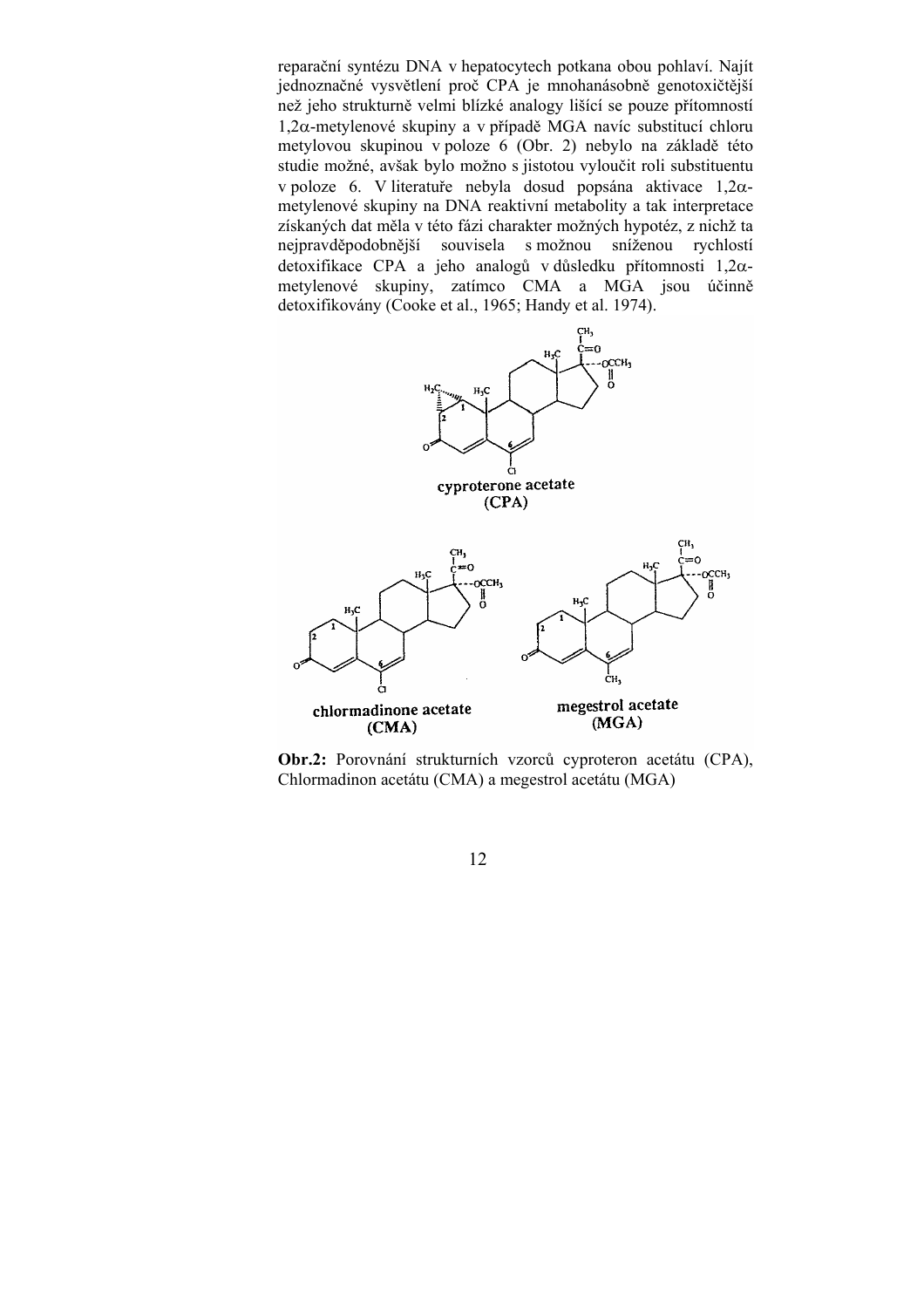reparační syntézu DNA v hepatocytech potkana obou pohlaví. Najít jednoznačné vysvětlení proč CPA je mnohanásobně genotoxičtější než jeho strukturně velmi blízké analogy lišící se pouze přítomností 1,2α-metylenové skupiny a v případě MGA navíc substitucí chloru metylovou skupinou v poloze 6 (Obr. 2) nebylo na základě této studie možné, avšak bylo možno s jistotou vyloučit roli substituentu v poloze 6. V literatuře nebyla dosud popsána aktivace 1,2α-metylenové skupiny na DNA reaktivní metabolity a tak interpretace získaných dat měla v této fázi charakter možných hypotéz, z nichž ta nejpravděpodobnější souvisela s možnou sníženou rychlostí detoxifikace CPA a jeho analogů v důsledku přítomnosti 1,2α-metylenové skupiny, zatímco CMA a MGA jsou účinně detoxifikovány (Cooke et al., 1965; Handy et al. 1974).

cyproterone acetate (CPA)

chlormadinone acetate (CMA)

megestrol acetate (MGA)

**Obr.2:** Porovnání strukturních vzorců cyproteron acetátu (CPA), Chlormadinon acetátu (CMA) a megestrol acetátu (MGA)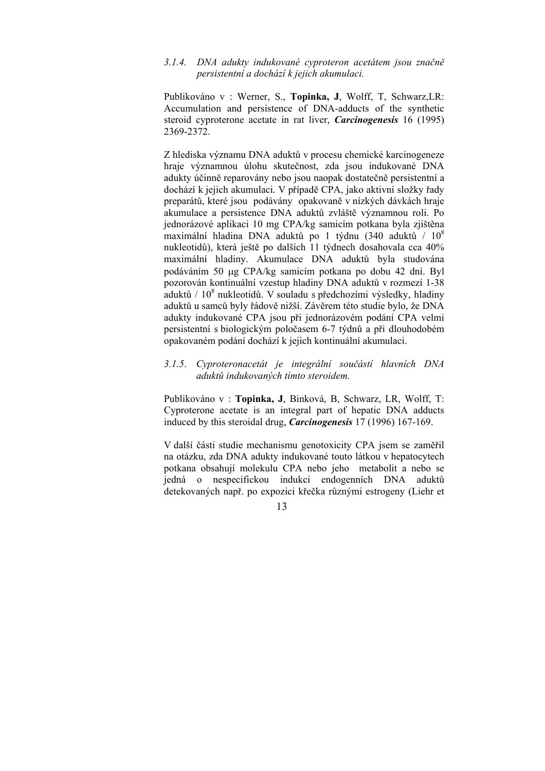### 3.1.4. *DNA adukty indukované cyproteron acetátem jsou značně persistentní a dochází k jejich akumulaci.*

Publikováno v : Werner, S., **Topinka, J**, Wolff, T, Schwarz,LR: Accumulation and persistence of DNA-adducts of the synthetic steroid cyproterone acetate in rat liver, ***Carcinogenesis*** 16 (1995) 2369-2372.

Z hlediska významu DNA aduktů v procesu chemické karcinogeneze hraje významnou úlohu skutečnost, zda jsou indukované DNA adukty účinně reparovány nebo jsou naopak dostatečně persistentní a dochází k jejich akumulaci. V případě CPA, jako aktivní složky řady preparátů, které jsou podávány opakovaně v nízkých dávkách hraje akumulace a persistence DNA aduktů zvláště významnou roli. Po jednorázové aplikaci 10 mg CPA/kg samicím potkana byla zjištěna maximální hladina DNA aduktů po 1 týdnu (340 aduktů / $10^8$ nukleotidů), která ještě po dalších 11 týdnech dosahovala cca 40% maximální hladiny. Akumulace DNA aduktů byla studována podáváním 50 μg CPA/kg samicím potkana po dobu 42 dní. Byl pozorován kontinuální vzestup hladiny DNA aduktů v rozmezí 1-38 aduktů / $10^8$ nukleotidů. V souladu s předchozími výsledky, hladiny aduktů u samců byly řádově nižší. Závěrem této studie bylo, že DNA adukty indukované CPA jsou při jednorázovém podání CPA velmi persistentní s biologickým poločasem 6-7 týdnů a při dlouhodobém opakovaném podání dochází k jejich kontinuální akumulaci.

### 3.1.5. *Cyproteronacetát je integrální součástí hlavních DNA aduktů indukovaných tímto steroidem.*

Publikováno v : **Topinka, J**, Binková, B, Schwarz, LR, Wolff, T: Cyproterone acetate is an integral part of hepatic DNA adducts induced by this steroidal drug, ***Carcinogenesis*** 17 (1996) 167-169.

V další části studie mechanismu genotoxicity CPA jsem se zaměřil na otázku, zda DNA adukty indukované touto látkou v hepatocytech potkana obsahují molekulu CPA nebo jeho metabolit a nebo se jedná o nespecifickou indukci endogenních DNA aduktů detekovaných např. po expozici křečka různými estrogeny (Liehr et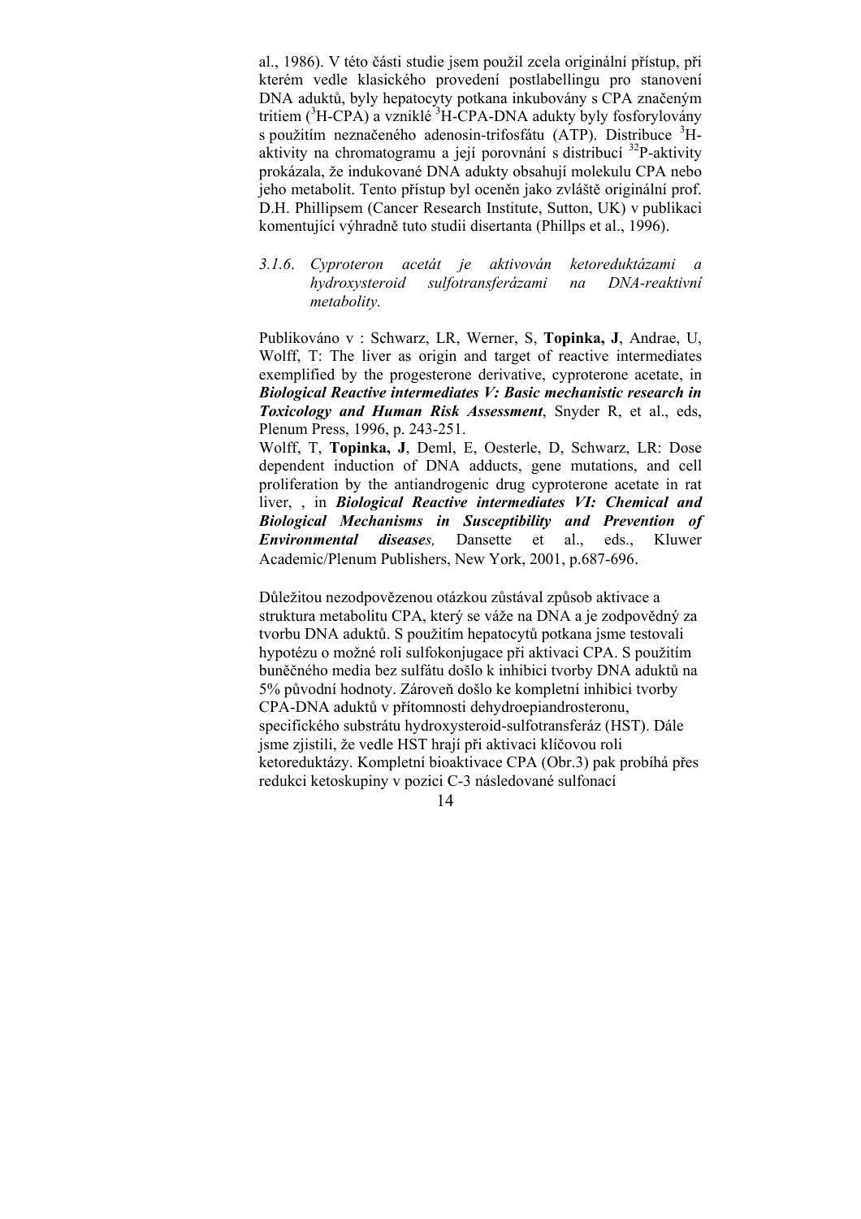al., 1986). V této části studie jsem použil zcela originální přístup, při kterém vedle klasického provedení postlabellingu pro stanovení DNA aduktů, byly hepatocyty potkana inkubovány s CPA značeným tritiem ($^{3}$H-CPA) a vzniklé $^{3}$H-CPA-DNA adukty byly fosforylovány s použitím neznačeného adenosin-trifosfátu (ATP). Distribuce $^{3}$H-aktivity na chromatogramu a její porovnání s distribucí $^{32}$P-aktivity prokázala, že indukované DNA adukty obsahují molekulu CPA nebo jeho metabolit. Tento přístup byl oceněn jako zvláště originální prof. D.H. Phillipsem (Cancer Research Institute, Sutton, UK) v publikaci komentující výhradně tuto studii disertanta (Phillps et al., 1996).

### *3.1.6. Cyproteron acetát je aktivován ketoreduktázami a hydroxysteroid sulfotransferázami na DNA-reaktivní metabolity.*

Publikováno v : Schwarz, LR, Werner, S, **Topinka, J**, Andrae, U, Wolff, T: The liver as origin and target of reactive intermediates exemplified by the progesterone derivative, cyproterone acetate, in ***Biological Reactive intermediates V: Basic mechanistic research in Toxicology and Human Risk Assessment***, Snyder R, et al., eds, Plenum Press, 1996, p. 243-251.

Wolff, T, **Topinka, J**, Deml, E, Oesterle, D, Schwarz, LR: Dose dependent induction of DNA adducts, gene mutations, and cell proliferation by the antiandrogenic drug cyproterone acetate in rat liver, , in ***Biological Reactive intermediates VI: Chemical and Biological Mechanisms in Susceptibility and Prevention of Environmental diseases,*** Dansette et al., eds., Kluwer Academic/Plenum Publishers, New York, 2001, p.687-696.

Důležitou nezodpovězenou otázkou zůstával způsob aktivace a struktura metabolitu CPA, který se váže na DNA a je zodpovědný za tvorbu DNA aduktů. S použitím hepatocytů potkana jsme testovali hypotézu o možné roli sulfokonjugace při aktivaci CPA. S použitím buněčného media bez sulfátu došlo k inhibici tvorby DNA aduktů na 5% původní hodnoty. Zároveň došlo ke kompletní inhibici tvorby CPA-DNA aduktů v přítomnosti dehydroepiandrosteronu, specifického substrátu hydroxysteroid-sulfotransferáz (HST). Dále jsme zjistili, že vedle HST hrají při aktivaci klíčovou roli ketoreduktázy. Kompletní bioaktivace CPA (Obr.3) pak probíhá přes redukci ketoskupiny v pozici C-3 následované sulfonací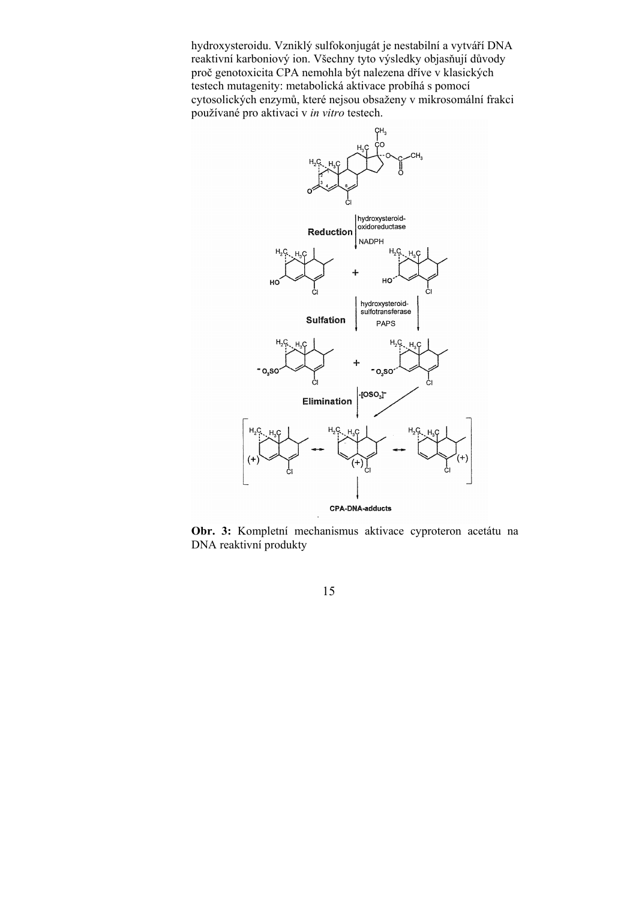hydroxysteroidu. Vzniklý sulfokonjugát je nestabilní a vytváří DNA reaktivní karboniový ion. Všechny tyto výsledky objasňují důvody proč genotoxicita CPA nemohla být nalezena dříve v klasických testech mutagenity: metabolická aktivace probíhá s pomocí cytosolických enzymů, které nejsou obsaženy v mikrosomální frakci používané pro aktivaci v *in vitro* testech.

**Obr. 3:** Kompletní mechanismus aktivace cyproteron acetátu na DNA reaktivní produkty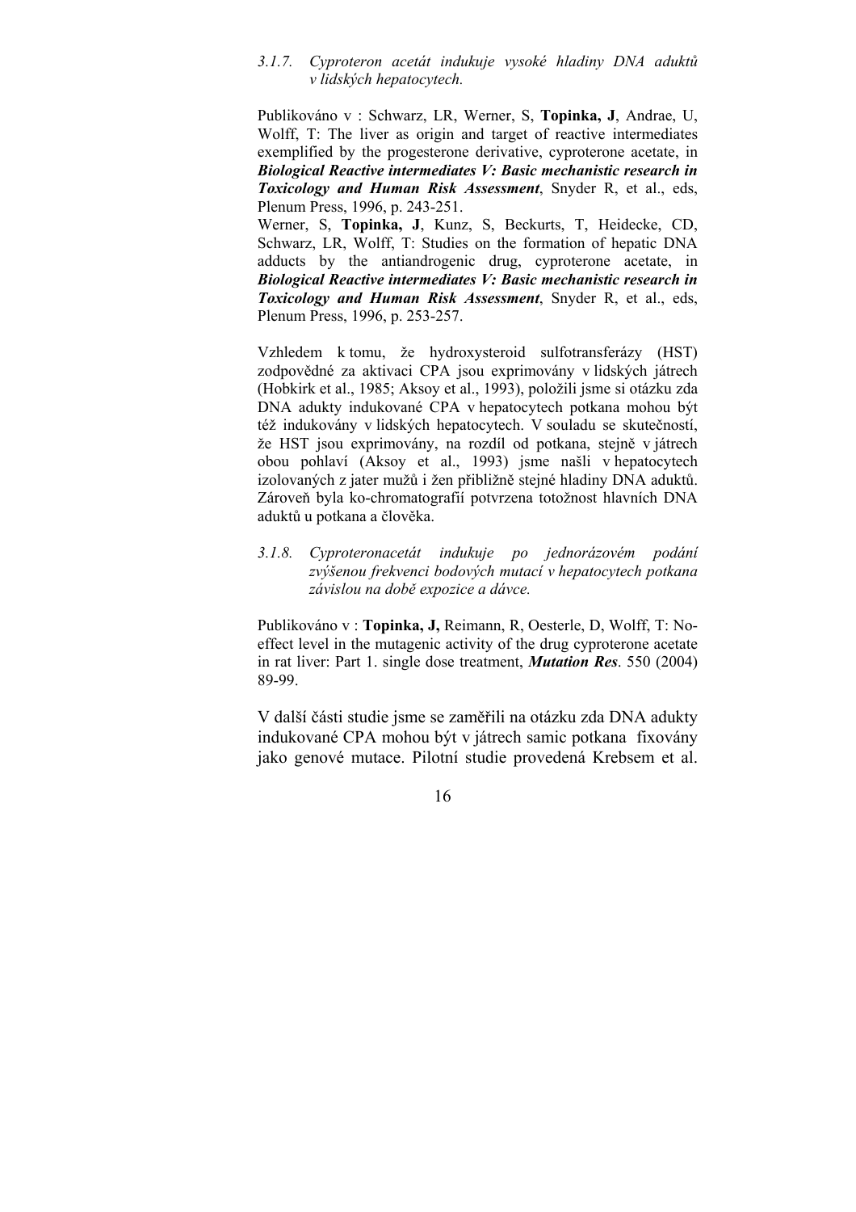### *3.1.7. Cyproteron acetát indukuje vysoké hladiny DNA aduktů v lidských hepatocytech.*

Publikováno v : Schwarz, LR, Werner, S, **Topinka, J**, Andrae, U, Wolff, T: The liver as origin and target of reactive intermediates exemplified by the progesterone derivative, cyproterone acetate, in ***Biological Reactive intermediates V: Basic mechanistic research in Toxicology and Human Risk Assessment***, Snyder R, et al., eds, Plenum Press, 1996, p. 243-251.

Werner, S, **Topinka, J**, Kunz, S, Beckurts, T, Heidecke, CD, Schwarz, LR, Wolff, T: Studies on the formation of hepatic DNA adducts by the antiandrogenic drug, cyproterone acetate, in ***Biological Reactive intermediates V: Basic mechanistic research in Toxicology and Human Risk Assessment***, Snyder R, et al., eds, Plenum Press, 1996, p. 253-257.

Vzhledem k tomu, že hydroxysteroid sulfotransferázy (HST) zodpovědné za aktivaci CPA jsou exprimovány v lidských játrech (Hobkirk et al., 1985; Aksoy et al., 1993), položili jsme si otázku zda DNA adukty indukované CPA v hepatocytech potkana mohou být též indukovány v lidských hepatocytech. V souladu se skutečností, že HST jsou exprimovány, na rozdíl od potkana, stejně v játrech obou pohlaví (Aksoy et al., 1993) jsme našli v hepatocytech izolovaných z jater mužů i žen přibližně stejné hladiny DNA aduktů. Zároveň byla ko-chromatografií potvrzena totožnost hlavních DNA aduktů u potkana a člověka.

### *3.1.8. Cyproteronacetát indukuje po jednorázovém podání zvýšenou frekvenci bodových mutací v hepatocytech potkana závislou na době expozice a dávce.*

Publikováno v : **Topinka, J,** Reimann, R, Oesterle, D, Wolff, T: No-effect level in the mutagenic activity of the drug cyproterone acetate in rat liver: Part 1. single dose treatment, ***Mutation Res***. 550 (2004) 89-99.

V další části studie jsme se zaměřili na otázku zda DNA adukty indukované CPA mohou být v játrech samic potkana fixovány jako genové mutace. Pilotní studie provedená Krebsem et al.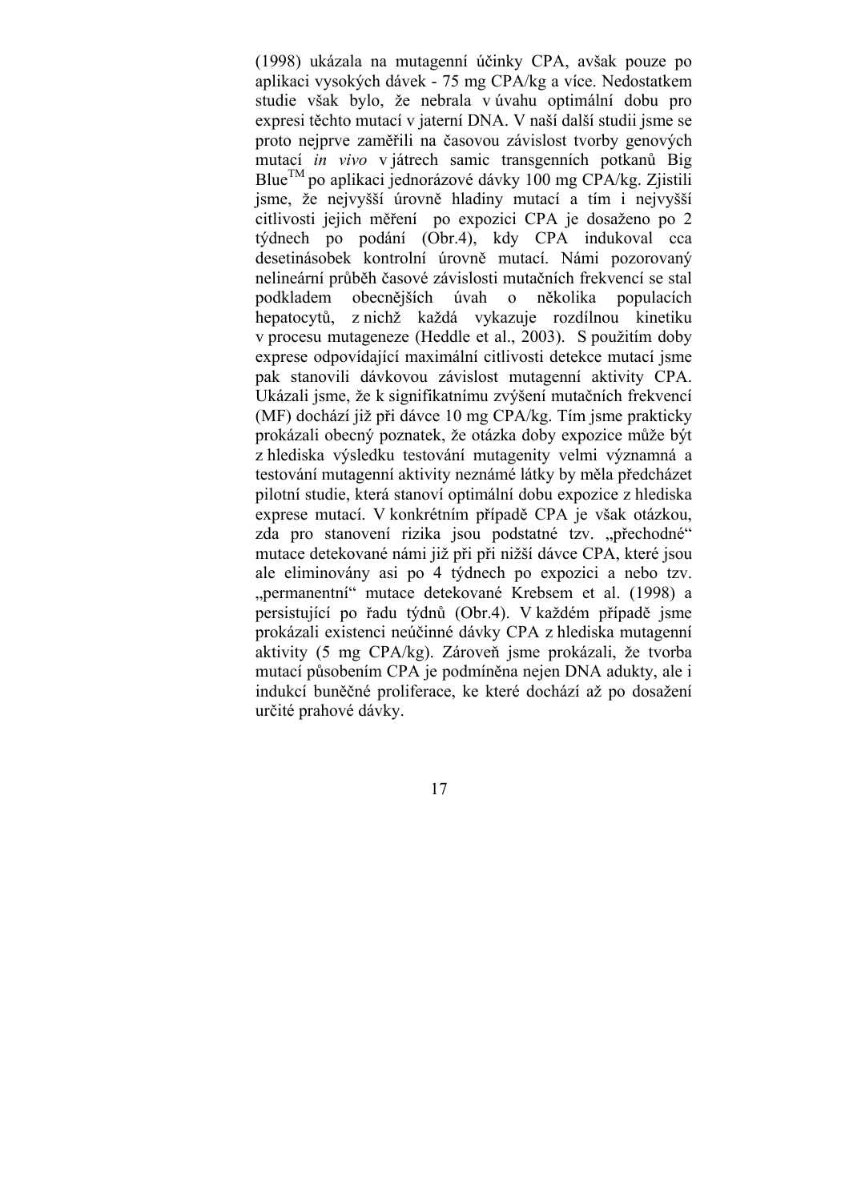(1998) ukázala na mutagenní účinky CPA, avšak pouze po aplikaci vysokých dávek - 75 mg CPA/kg a více. Nedostatkem studie však bylo, že nebrala v úvahu optimální dobu pro expresi těchto mutací v jaterní DNA. V naší další studii jsme se proto nejprve zaměřili na časovou závislost tvorby genových mutací *in vivo* v játrech samic transgenních potkanů Big Blue$^{TM}$ po aplikaci jednorázové dávky 100 mg CPA/kg. Zjistili jsme, že nejvyšší úrovně hladiny mutací a tím i nejvyšší citlivosti jejich měření po expozici CPA je dosaženo po 2 týdnech po podání (Obr.4), kdy CPA indukoval cca desetinásobek kontrolní úrovně mutací. Námi pozorovaný nelineární průběh časové závislosti mutačních frekvencí se stal podkladem obecnějších úvah o několika populacích hepatocytů, z nichž každá vykazuje rozdílnou kinetiku v procesu mutageneze (Heddle et al., 2003). S použitím doby exprese odpovídající maximální citlivosti detekce mutací jsme pak stanovili dávkovou závislost mutagenní aktivity CPA. Ukázali jsme, že k signifikatnímu zvýšení mutačních frekvencí (MF) dochází již při dávce 10 mg CPA/kg. Tím jsme prakticky prokázali obecný poznatek, že otázka doby expozice může být z hlediska výsledku testování mutagenity velmi významná a testování mutagenní aktivity neznámé látky by měla předcházet pilotní studie, která stanoví optimální dobu expozice z hlediska exprese mutací. V konkrétním případě CPA je však otázkou, zda pro stanovení rizika jsou podstatné tzv. „přechodné" mutace detekované námi již při při nižší dávce CPA, které jsou ale eliminovány asi po 4 týdnech po expozici a nebo tzv. „permanentní" mutace detekované Krebsem et al. (1998) a persistující po řadu týdnů (Obr.4). V každém případě jsme prokázali existenci neúčinné dávky CPA z hlediska mutagenní aktivity (5 mg CPA/kg). Zároveň jsme prokázali, že tvorba mutací působením CPA je podmíněna nejen DNA adukty, ale i indukcí buněčné proliferace, ke které dochází až po dosažení určité prahové dávky.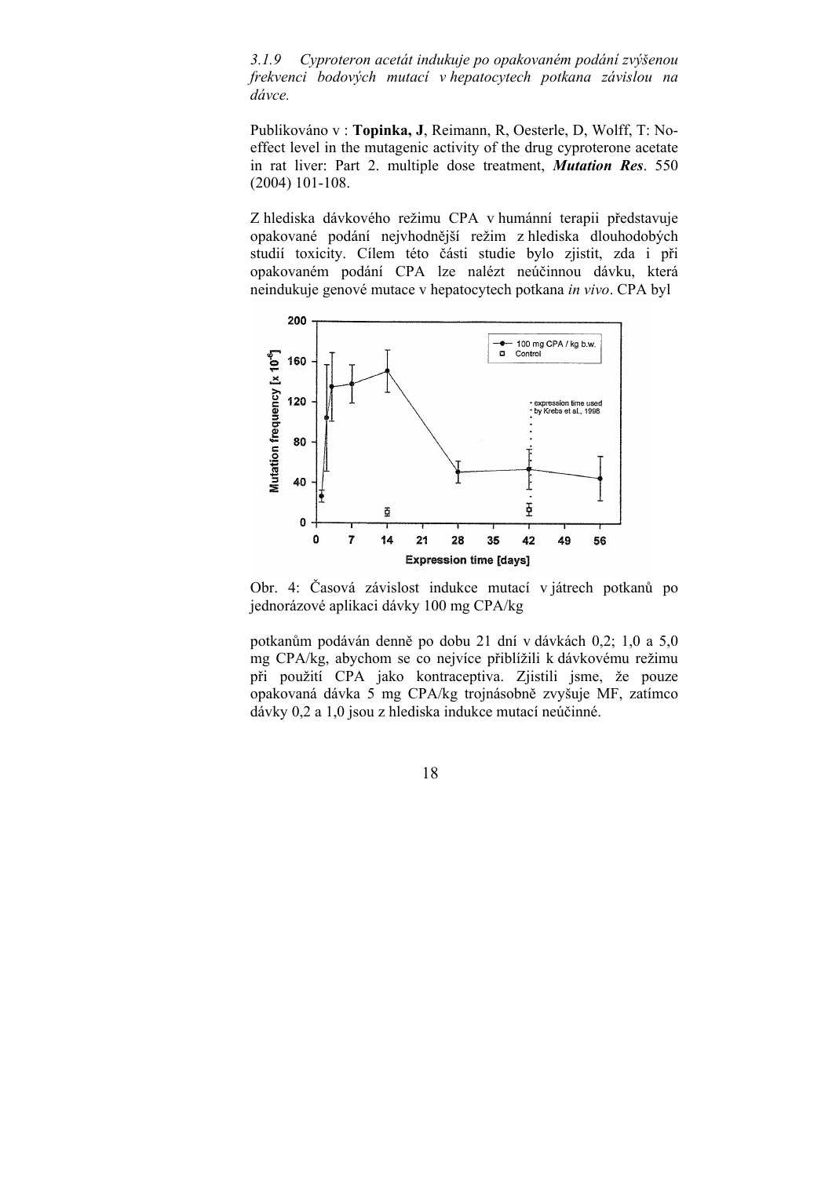*3.1.9 Cyproteron acetát indukuje po opakovaném podání zvýšenou frekvenci bodových mutací v hepatocytech potkana závislou na dávce.*

Publikováno v : **Topinka, J**, Reimann, R, Oesterle, D, Wolff, T: No-effect level in the mutagenic activity of the drug cyproterone acetate in rat liver: Part 2. multiple dose treatment, ***Mutation Res***. 550 (2004) 101-108.

Z hlediska dávkového režimu CPA v humánní terapii představuje opakované podání nejvhodnější režim z hlediska dlouhodobých studií toxicity. Cílem této části studie bylo zjistit, zda i při opakovaném podání CPA lze nalézt neúčinnou dávku, která neindukuje genové mutace v hepatocytech potkana *in vivo*. CPA byl

Obr. 4: Časová závislost indukce mutací v játrech potkanů po jednorázové aplikaci dávky 100 mg CPA/kg

potkanům podáván denně po dobu 21 dní v dávkách 0,2; 1,0 a 5,0 mg CPA/kg, abychom se co nejvíce přiblížili k dávkovému režimu při použití CPA jako kontraceptiva. Zjistili jsme, že pouze opakovaná dávka 5 mg CPA/kg trojnásobně zvyšuje MF, zatímco dávky 0,2 a 1,0 jsou z hlediska indukce mutací neúčinné.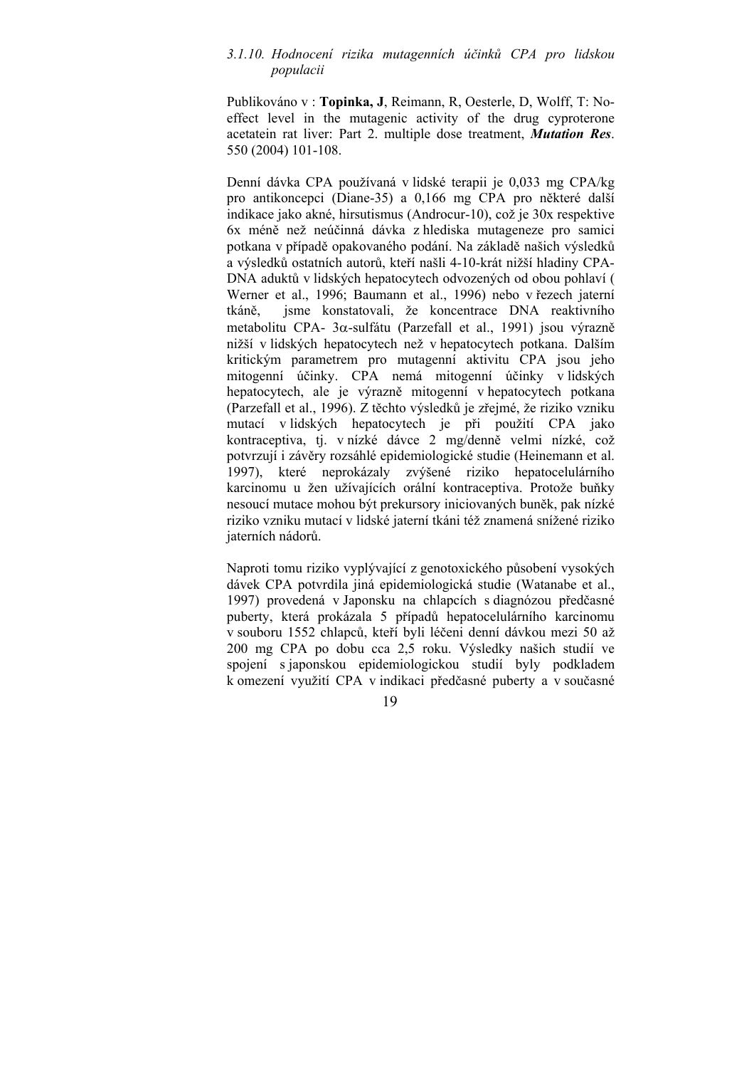### 3.1.10. Hodnocení rizika mutagenních účinků CPA pro lidskou populacii

Publikováno v : **Topinka, J**, Reimann, R, Oesterle, D, Wolff, T: No-effect level in the mutagenic activity of the drug cyproterone acetatein rat liver: Part 2. multiple dose treatment, ***Mutation Res***. 550 (2004) 101-108.

Denní dávka CPA používaná v lidské terapii je 0,033 mg CPA/kg pro antikoncepci (Diane-35) a 0,166 mg CPA pro některé další indikace jako akné, hirsutismus (Androcur-10), což je 30x respektive 6x méně než neúčinná dávka z hlediska mutageneze pro samici potkana v případě opakovaného podání. Na základě našich výsledků a výsledků ostatních autorů, kteří našli 4-10-krát nižší hladiny CPA-DNA aduktů v lidských hepatocytech odvozených od obou pohlaví ( Werner et al., 1996; Baumann et al., 1996) nebo v řezech jaterní tkáně, jsme konstatovali, že koncentrace DNA reaktivního metabolitu CPA- 3$\alpha$-sulfátu (Parzefall et al., 1991) jsou výrazně nižší v lidských hepatocytech než v hepatocytech potkana. Dalším kritickým parametrem pro mutagenní aktivitu CPA jsou jeho mitogenní účinky. CPA nemá mitogenní účinky v lidských hepatocytech, ale je výrazně mitogenní v hepatocytech potkana (Parzefall et al., 1996). Z těchto výsledků je zřejmé, že riziko vzniku mutací v lidských hepatocytech je při použití CPA jako kontraceptiva, tj. v nízké dávce 2 mg/denně velmi nízké, což potvrzují i závěry rozsáhlé epidemiologické studie (Heinemann et al. 1997), které neprokázaly zvýšené riziko hepatocelulárního karcinomu u žen užívajících orální kontraceptiva. Protože buňky nesoucí mutace mohou být prekursory iniciovaných buněk, pak nízké riziko vzniku mutací v lidské jaterní tkáni též znamená snížené riziko jaterních nádorů.

Naproti tomu riziko vyplývající z genotoxického působení vysokých dávek CPA potvrdila jiná epidemiologická studie (Watanabe et al., 1997) provedená v Japonsku na chlapcích s diagnózou předčasné puberty, která prokázala 5 případů hepatocelulárního karcinomu v souboru 1552 chlapců, kteří byli léčeni denní dávkou mezi 50 až 200 mg CPA po dobu cca 2,5 roku. Výsledky našich studií ve spojení s japonskou epidemiologickou studií byly podkladem k omezení využití CPA v indikaci předčasné puberty a v současné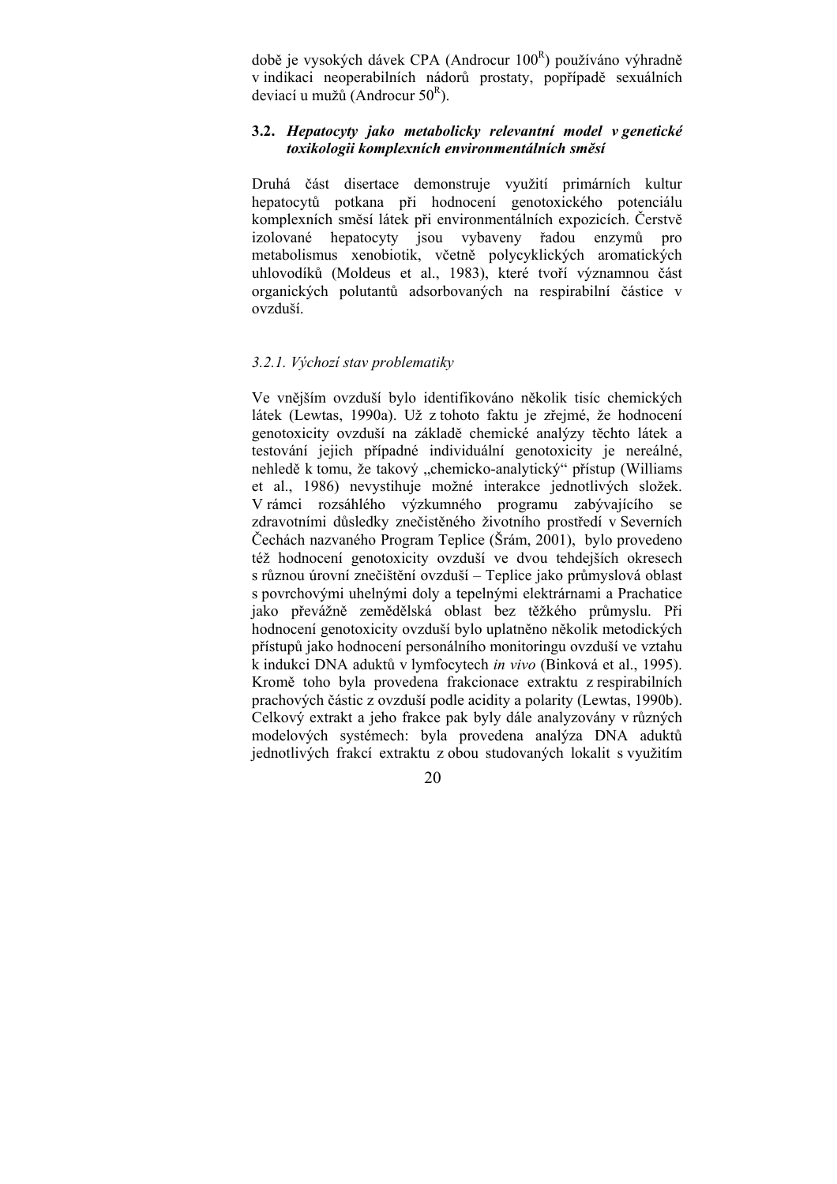době je vysokých dávek CPA (Androcur 100[R]) používáno výhradně v indikaci neoperabilních nádorů prostaty, popřípadě sexuálních deviací u mužů (Androcur 50[R]).

## 3.2. *Hepatocyty jako metabolicky relevantní model v genetické toxikologii komplexních environmentálních směsí*

Druhá část disertace demonstruje využití primárních kultur hepatocytů potkana při hodnocení genotoxického potenciálu komplexních směsí látek při environmentálních expozicích. Čerstvě izolované hepatocyty jsou vybaveny řadou enzymů pro metabolismus xenobiotik, včetně polycyklických aromatických uhlovodíků (Moldeus et al., 1983), které tvoří významnou část organických polutantů adsorbovaných na respirabilní částice v ovzduší.

### *3.2.1. Výchozí stav problematiky*

Ve vnějším ovzduší bylo identifikováno několik tisíc chemických látek (Lewtas, 1990a). Už z tohoto faktu je zřejmé, že hodnocení genotoxicity ovzduší na základě chemické analýzy těchto látek a testování jejich případné individuální genotoxicity je nereálné, nehledě k tomu, že takový „chemicko-analytický" přístup (Williams et al., 1986) nevystihuje možné interakce jednotlivých složek. V rámci rozsáhlého výzkumného programu zabývajícího se zdravotními důsledky znečistěného životního prostředí v Severních Čechách nazvaného Program Teplice (Šrám, 2001), bylo provedeno též hodnocení genotoxicity ovzduší ve dvou tehdejších okresech s různou úrovní znečištění ovzduší – Teplice jako průmyslová oblast s povrchovými uhelnými doly a tepelnými elektrárnami a Prachatice jako převážně zemědělská oblast bez těžkého průmyslu. Při hodnocení genotoxicity ovzduší bylo uplatněno několik metodických přístupů jako hodnocení personálního monitoringu ovzduší ve vztahu k indukci DNA aduktů v lymfocytech *in vivo* (Binková et al., 1995). Kromě toho byla provedena frakcionace extraktu z respirabilních prachových částic z ovzduší podle acidity a polarity (Lewtas, 1990b). Celkový extrakt a jeho frakce pak byly dále analyzovány v různých modelových systémech: byla provedena analýza DNA aduktů jednotlivých frakcí extraktu z obou studovaných lokalit s využitím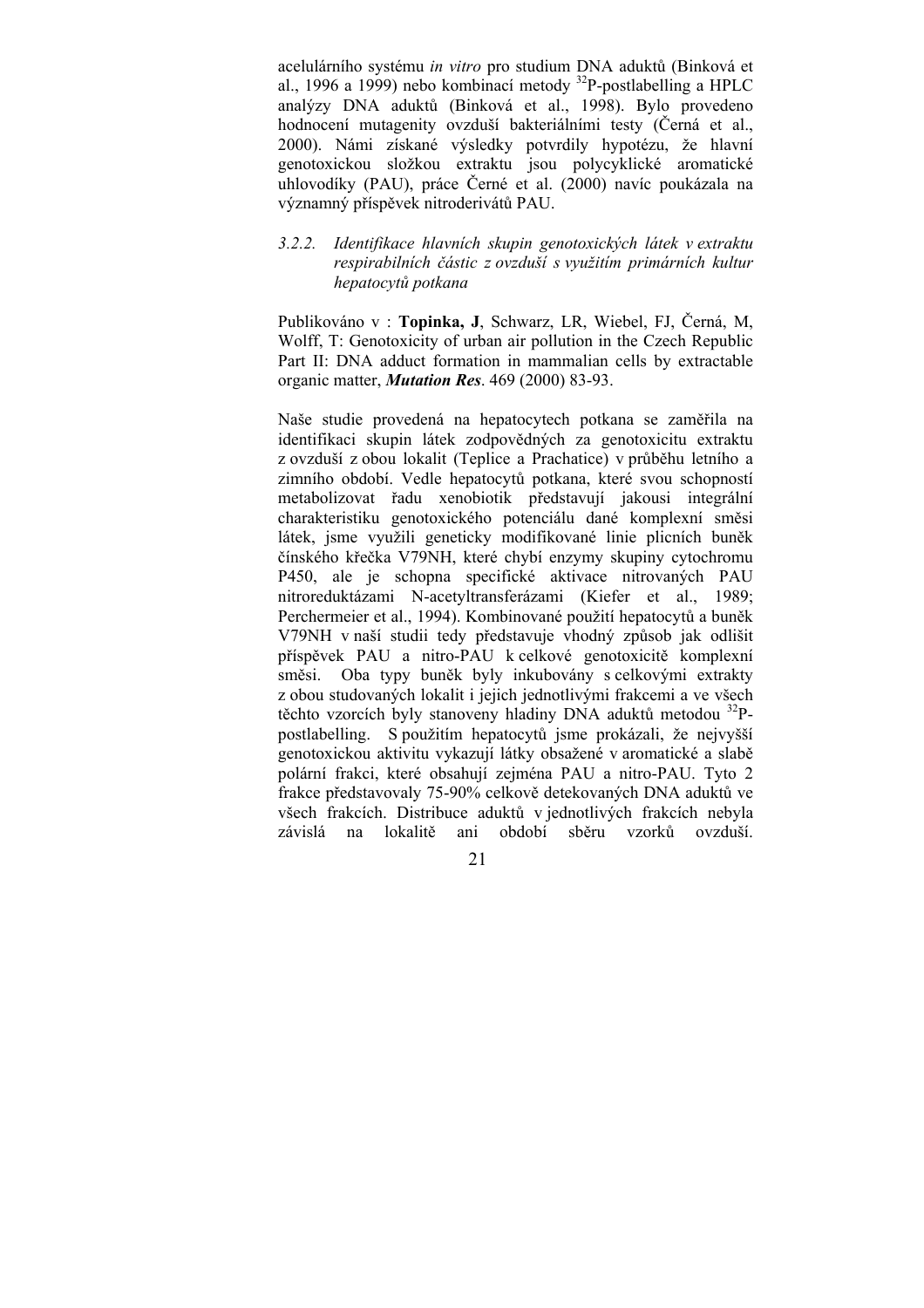acelulárního systému *in vitro* pro studium DNA aduktů (Binková et al., 1996 a 1999) nebo kombinací metody $^{32}$P-postlabelling a HPLC analýzy DNA aduktů (Binková et al., 1998). Bylo provedeno hodnocení mutagenity ovzduší bakteriálními testy (Černá et al., 2000). Námi získané výsledky potvrdily hypotézu, že hlavní genotoxickou složkou extraktu jsou polycyklické aromatické uhlovodíky (PAU), práce Černé et al. (2000) navíc poukázala na významný příspěvek nitroderivátů PAU.

### 3.2.2. *Identifikace hlavních skupin genotoxických látek v extraktu respirabilních částic z ovzduší s využitím primárních kultur hepatocytů potkana*

Publikováno v : **Topinka, J**, Schwarz, LR, Wiebel, FJ, Černá, M, Wolff, T: Genotoxicity of urban air pollution in the Czech Republic Part II: DNA adduct formation in mammalian cells by extractable organic matter, ***Mutation Res***. 469 (2000) 83-93.

Naše studie provedená na hepatocytech potkana se zaměřila na identifikaci skupin látek zodpovědných za genotoxicitu extraktu z ovzduší z obou lokalit (Teplice a Prachatice) v průběhu letního a zimního období. Vedle hepatocytů potkana, které svou schopností metabolizovat řadu xenobiotik představují jakousi integrální charakteristiku genotoxického potenciálu dané komplexní směsi látek, jsme využili geneticky modifikované linie plicních buněk čínského křečka V79NH, které chybí enzymy skupiny cytochromu P450, ale je schopna specifické aktivace nitrovaných PAU nitroreduktázami N-acetyltransferázami (Kiefer et al., 1989; Perchermeier et al., 1994). Kombinované použití hepatocytů a buněk V79NH v naší studii tedy představuje vhodný způsob jak odlišit příspěvek PAU a nitro-PAU k celkové genotoxicitě komplexní směsi. Oba typy buněk byly inkubovány s celkovými extrakty z obou studovaných lokalit i jejich jednotlivými frakcemi a ve všech těchto vzorcích byly stanoveny hladiny DNA aduktů metodou $^{32}$P-postlabelling. S použitím hepatocytů jsme prokázali, že nejvyšší genotoxickou aktivitu vykazují látky obsažené v aromatické a slabě polární frakci, které obsahují zejména PAU a nitro-PAU. Tyto 2 frakce představovaly 75-90% celkově detekovaných DNA aduktů ve všech frakcích. Distribuce aduktů v jednotlivých frakcích nebyla závislá na lokalitě ani období sběru vzorků ovzduší.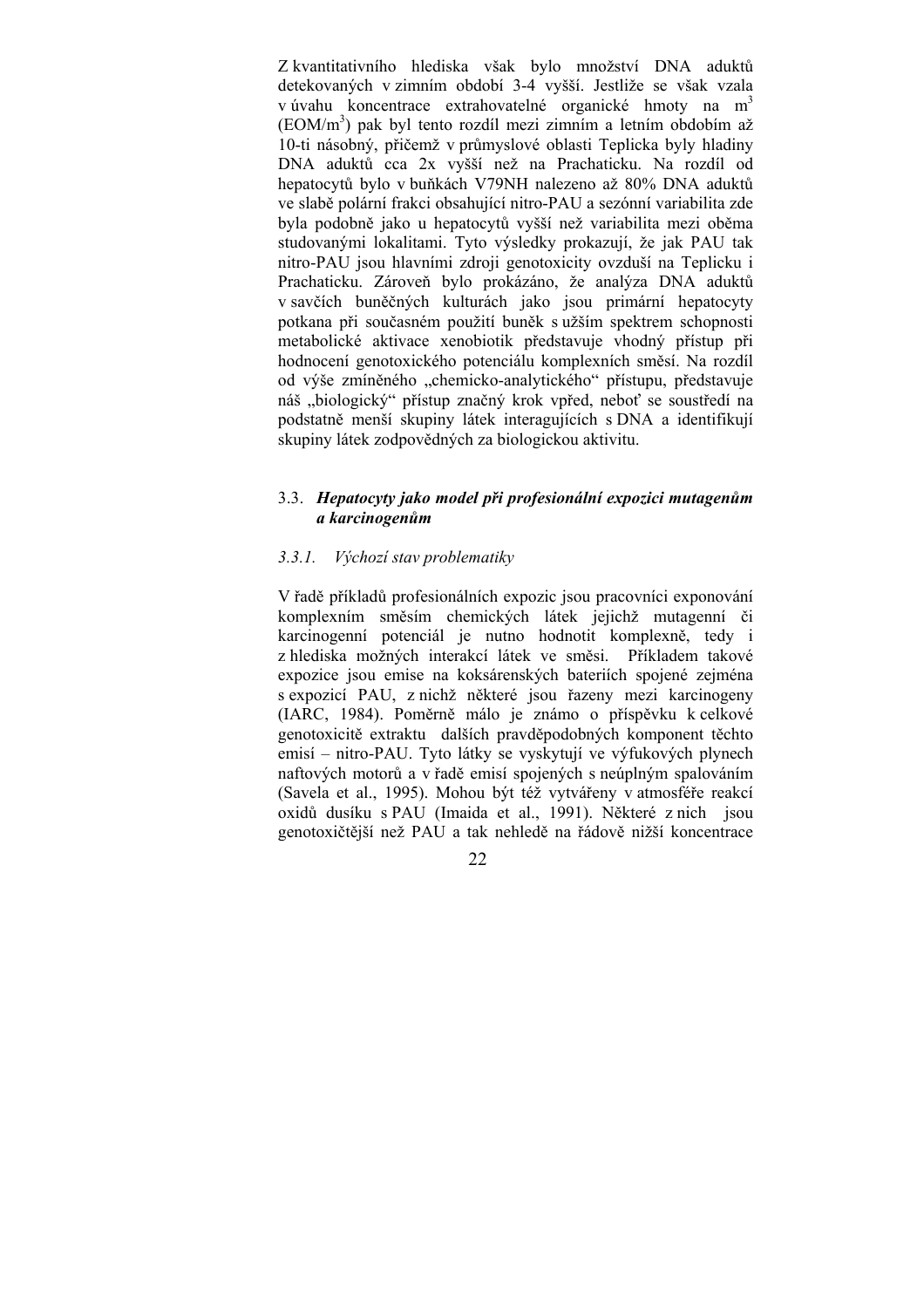Z kvantitativního hlediska však bylo množství DNA aduktů detekovaných v zimním období 3-4 vyšší. Jestliže se však vzala v úvahu koncentrace extrahovatelné organické hmoty na $m^3$ ($EOM/m^3$) pak byl tento rozdíl mezi zimním a letním obdobím až 10-ti násobný, přičemž v průmyslové oblasti Teplicka byly hladiny DNA aduktů cca 2x vyšší než na Prachaticku. Na rozdíl od hepatocytů bylo v buňkách V79NH nalezeno až 80% DNA aduktů ve slabě polární frakci obsahující nitro-PAU a sezónní variabilita zde byla podobně jako u hepatocytů vyšší než variabilita mezi oběma studovanými lokalitami. Tyto výsledky prokazují, že jak PAU tak nitro-PAU jsou hlavními zdroji genotoxicity ovzduší na Teplicku i Prachaticku. Zároveň bylo prokázáno, že analýza DNA aduktů v savčích buněčných kulturách jako jsou primární hepatocyty potkana při současném použití buněk s užším spektrem schopnosti metabolické aktivace xenobiotik představuje vhodný přístup při hodnocení genotoxického potenciálu komplexních směsí. Na rozdíl od výše zmíněného „chemicko-analytického" přístupu, představuje náš „biologický" přístup značný krok vpřed, neboť se soustředí na podstatně menší skupiny látek interagujících s DNA a identifikují skupiny látek zodpovědných za biologickou aktivitu.

## 3.3. *Hepatocyty jako model při profesionální expozici mutagenům a karcinogenům*

### *3.3.1. Výchozí stav problematiky*

V řadě příkladů profesionálních expozic jsou pracovníci exponováni komplexním směsím chemických látek jejichž mutagenní či karcinogenní potenciál je nutno hodnotit komplexně, tedy i z hlediska možných interakcí látek ve směsi. Příkladem takové expozice jsou emise na koksárenských bateriích spojené zejména s expozicí PAU, z nichž některé jsou řazeny mezi karcinogeny (IARC, 1984). Poměrně málo je známo o příspěvku k celkové genotoxicitě extraktu dalších pravděpodobných komponent těchto emisí – nitro-PAU. Tyto látky se vyskytují ve výfukových plynech naftových motorů a v řadě emisí spojených s neúplným spalováním (Savela et al., 1995). Mohou být též vytvářeny v atmosféře reakcí oxidů dusíku s PAU (Imaida et al., 1991). Některé z nich jsou genotoxičtější než PAU a tak nehledě na řádově nižší koncentrace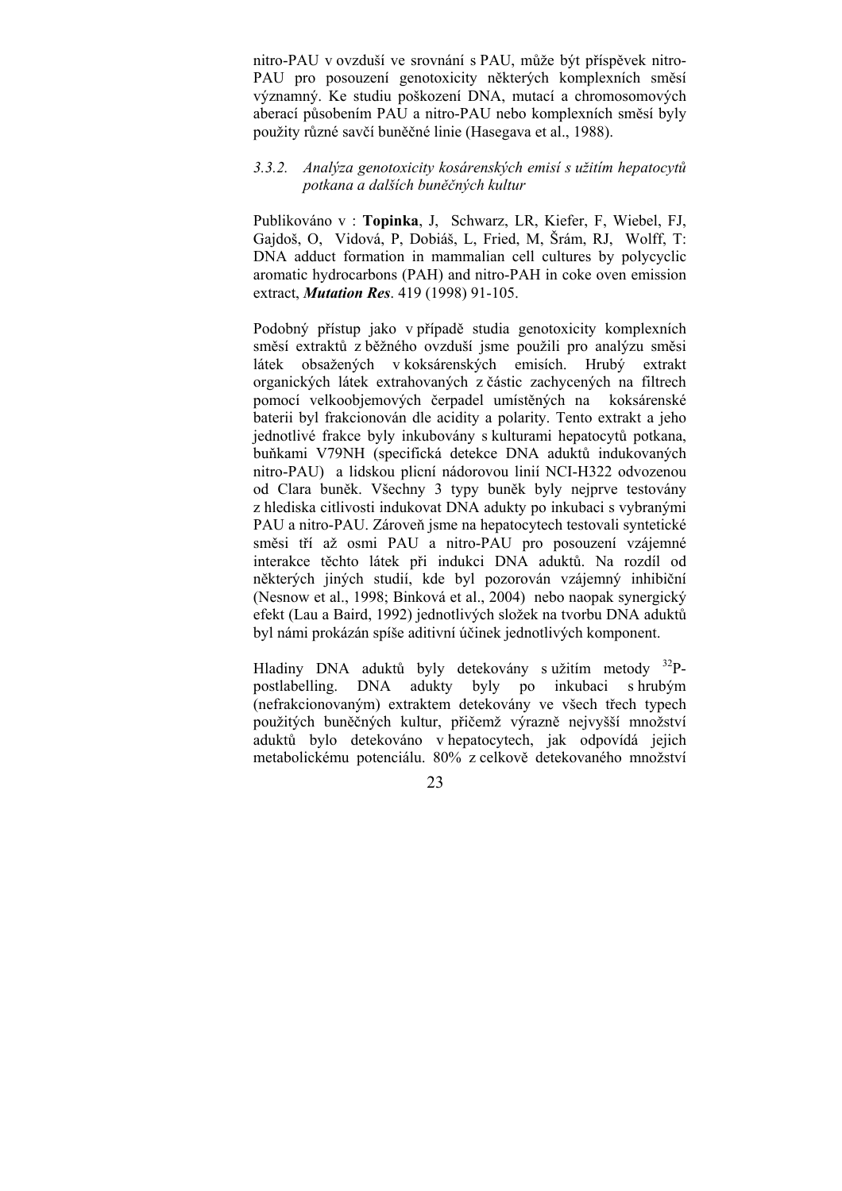nitro-PAU v ovzduší ve srovnání s PAU, může být příspěvek nitro-PAU pro posouzení genotoxicity některých komplexních směsí významný. Ke studiu poškození DNA, mutací a chromosomových aberací působením PAU a nitro-PAU nebo komplexních směsí byly použity různé savčí buněčné linie (Hasegava et al., 1988).

### *3.3.2. Analýza genotoxicity kosárenských emisí s užitím hepatocytů potkana a dalších buněčných kultur*

Publikováno v : **Topinka**, J, Schwarz, LR, Kiefer, F, Wiebel, FJ, Gajdoš, O, Vidová, P, Dobiáš, L, Fried, M, Šrám, RJ, Wolff, T: DNA adduct formation in mammalian cell cultures by polycyclic aromatic hydrocarbons (PAH) and nitro-PAH in coke oven emission extract, ***Mutation Res***. 419 (1998) 91-105.

Podobný přístup jako v případě studia genotoxicity komplexních směsí extraktů z běžného ovzduší jsme použili pro analýzu směsi látek obsažených v koksárenských emisích. Hrubý extrakt organických látek extrahovaných z částic zachycených na filtrech pomocí velkoobjemových čerpadel umístěných na koksárenské baterii byl frakcionován dle acidity a polarity. Tento extrakt a jeho jednotlivé frakce byly inkubovány s kulturami hepatocytů potkana, buňkami V79NH (specifická detekce DNA aduktů indukovaných nitro-PAU) a lidskou plicní nádorovou linií NCI-H322 odvozenou od Clara buněk. Všechny 3 typy buněk byly nejprve testovány z hlediska citlivosti indukovat DNA adukty po inkubaci s vybranými PAU a nitro-PAU. Zároveň jsme na hepatocytech testovali syntetické směsi tří až osmi PAU a nitro-PAU pro posouzení vzájemné interakce těchto látek při indukci DNA aduktů. Na rozdíl od některých jiných studií, kde byl pozorován vzájemný inhibiční (Nesnow et al., 1998; Binková et al., 2004) nebo naopak synergický efekt (Lau a Baird, 1992) jednotlivých složek na tvorbu DNA aduktů byl námi prokázán spíše aditivní účinek jednotlivých komponent.

Hladiny DNA aduktů byly detekovány s užitím metody $^{32}$P-postlabelling. DNA adukty byly po inkubaci s hrubým (nefrakcionovaným) extraktem detekovány ve všech třech typech použitých buněčných kultur, přičemž výrazně nejvyšší množství aduktů bylo detekováno v hepatocytech, jak odpovídá jejich metabolickému potenciálu. 80% z celkově detekovaného množství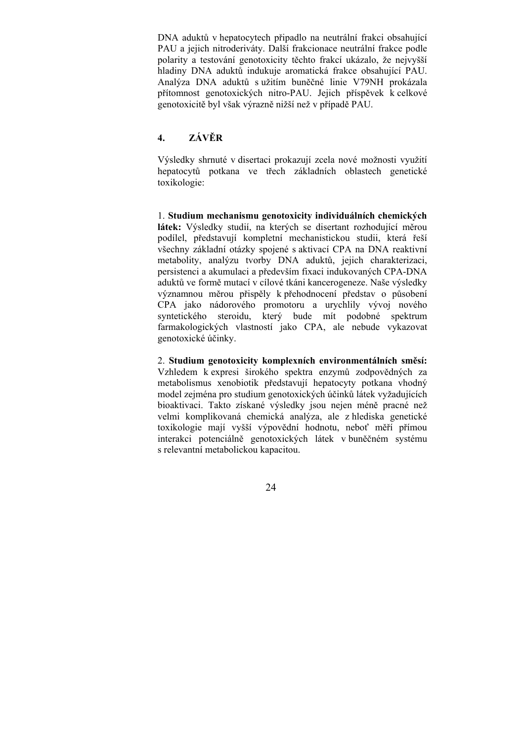DNA aduktů v hepatocytech připadlo na neutrální frakci obsahující PAU a jejich nitroderiváty. Další frakcionace neutrální frakce podle polarity a testování genotoxicity těchto frakcí ukázalo, že nejvyšší hladiny DNA aduktů indukuje aromatická frakce obsahující PAU. Analýza DNA aduktů s užitím buněčné linie V79NH prokázala přítomnost genotoxických nitro-PAU. Jejich příspěvek k celkové genotoxicitě byl však výrazně nižší než v případě PAU.

## 4. ZÁVĚR

Výsledky shrnuté v disertaci prokazují zcela nové možnosti využití hepatocytů potkana ve třech základních oblastech genetické toxikologie:

1. **Studium mechanismu genotoxicity individuálních chemických látek:** Výsledky studií, na kterých se disertant rozhodující měrou podílel, představují kompletní mechanistickou studii, která řeší všechny základní otázky spojené s aktivací CPA na DNA reaktivní metabolity, analýzu tvorby DNA aduktů, jejich charakterizaci, persistenci a akumulaci a především fixaci indukovaných CPA-DNA aduktů ve formě mutací v cílové tkáni kancerogeneze. Naše výsledky významnou měrou přispěly k přehodnocení představ o působení CPA jako nádorového promotoru a urychlily vývoj nového syntetického steroidu, který bude mít podobné spektrum farmakologických vlastností jako CPA, ale nebude vykazovat genotoxické účinky.

2. **Studium genotoxicity komplexních environmentálních směsí:** Vzhledem k expresi širokého spektra enzymů zodpovědných za metabolismus xenobiotik představují hepatocyty potkana vhodný model zejména pro studium genotoxických účinků látek vyžadujících bioaktivaci. Takto získané výsledky jsou nejen méně pracné než velmi komplikovaná chemická analýza, ale z hlediska genetické toxikologie mají vyšší výpovědní hodnotu, neboť měří přímou interakci potenciálně genotoxických látek v buněčném systému s relevantní metabolickou kapacitou.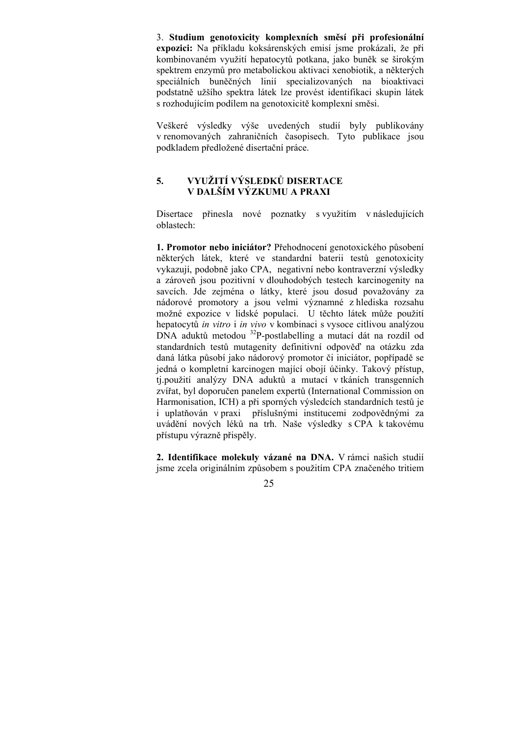3. **Studium genotoxicity komplexních směsí při profesionální expozici:** Na příkladu koksárenských emisí jsme prokázali, že při kombinovaném využití hepatocytů potkana, jako buněk se širokým spektrem enzymů pro metabolickou aktivaci xenobiotik, a některých speciálních buněčných linií specializovaných na bioaktivaci podstatně užšího spektra látek lze provést identifikaci skupin látek s rozhodujícím podílem na genotoxicitě komplexní směsi.

Veškeré výsledky výše uvedených studií byly publikovány v renomovaných zahraničních časopisech. Tyto publikace jsou podkladem předložené disertační práce.

## 5. VYUŽITÍ VÝSLEDKŮ DISERTACE V DALŠÍM VÝZKUMU A PRAXI

Disertace přinesla nové poznatky s využitím v následujících oblastech:

**1. Promotor nebo iniciátor?** Přehodnocení genotoxického působení některých látek, které ve standardní baterii testů genotoxicity vykazují, podobně jako CPA, negativní nebo kontraverzní výsledky a zároveň jsou pozitivní v dlouhodobých testech karcinogenity na savcích. Jde zejména o látky, které jsou dosud považovány za nádorové promotory a jsou velmi významné z hlediska rozsahu možné expozice v lidské populaci. U těchto látek může použití hepatocytů *in vitro* i *in vivo* v kombinaci s vysoce citlivou analýzou DNA aduktů metodou $^{32}$P-postlabelling a mutací dát na rozdíl od standardních testů mutagenity definitivní odpověď na otázku zda daná látka působí jako nádorový promotor či iniciátor, popřípadě se jedná o kompletní karcinogen mající obojí účinky. Takový přístup, tj.použití analýzy DNA aduktů a mutací v tkáních transgenních zvířat, byl doporučen panelem expertů (International Commission on Harmonisation, ICH) a při sporných výsledcích standardních testů je i uplatňován v praxi příslušnými institucemi zodpovědnými za uvádění nových léků na trh. Naše výsledky s CPA k takovému přístupu výrazně přispěly.

**2. Identifikace molekuly vázané na DNA.** V rámci našich studií jsme zcela originálním způsobem s použitím CPA značeného tritiem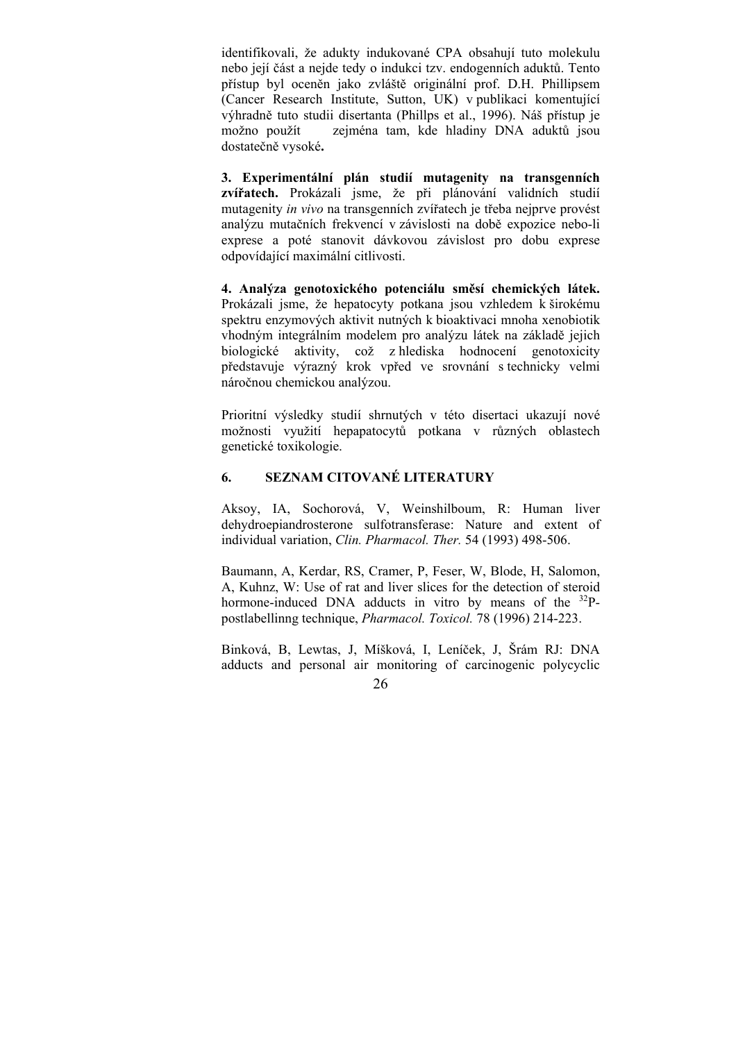identifikovali, že adukty indukované CPA obsahují tuto molekulu nebo její část a nejde tedy o indukci tzv. endogenních aduktů. Tento přístup byl oceněn jako zvláště originální prof. D.H. Phillipsem (Cancer Research Institute, Sutton, UK) v publikaci komentující výhradně tuto studii disertanta (Phillps et al., 1996). Náš přístup je možno použít zejména tam, kde hladiny DNA aduktů jsou dostatečně vysoké**.**

**3. Experimentální plán studií mutagenity na transgenních zvířatech.** Prokázali jsme, že při plánování validních studií mutagenity *in vivo* na transgenních zvířatech je třeba nejprve provést analýzu mutačních frekvencí v závislosti na době expozice nebo-li exprese a poté stanovit dávkovou závislost pro dobu exprese odpovídající maximální citlivosti.

**4. Analýza genotoxického potenciálu směsí chemických látek.** Prokázali jsme, že hepatocyty potkana jsou vzhledem k širokému spektru enzymových aktivit nutných k bioaktivaci mnoha xenobiotik vhodným integrálním modelem pro analýzu látek na základě jejich biologické aktivity, což z hlediska hodnocení genotoxicity představuje výrazný krok vpřed ve srovnání s technicky velmi náročnou chemickou analýzou.

Prioritní výsledky studií shrnutých v této disertaci ukazují nové možnosti využití hepapatocytů potkana v různých oblastech genetické toxikologie.

## 6. SEZNAM CITOVANÉ LITERATURY

Aksoy, IA, Sochorová, V, Weinshilboum, R: Human liver dehydroepiandrosterone sulfotransferase: Nature and extent of individual variation, *Clin. Pharmacol. Ther.* 54 (1993) 498-506.

Baumann, A, Kerdar, RS, Cramer, P, Feser, W, Blode, H, Salomon, A, Kuhnz, W: Use of rat and liver slices for the detection of steroid hormone-induced DNA adducts in vitro by means of the $^{32}$P-postlabellinng technique, *Pharmacol. Toxicol.* 78 (1996) 214-223.

Binková, B, Lewtas, J, Míšková, I, Leníček, J, Šrám RJ: DNA adducts and personal air monitoring of carcinogenic polycyclic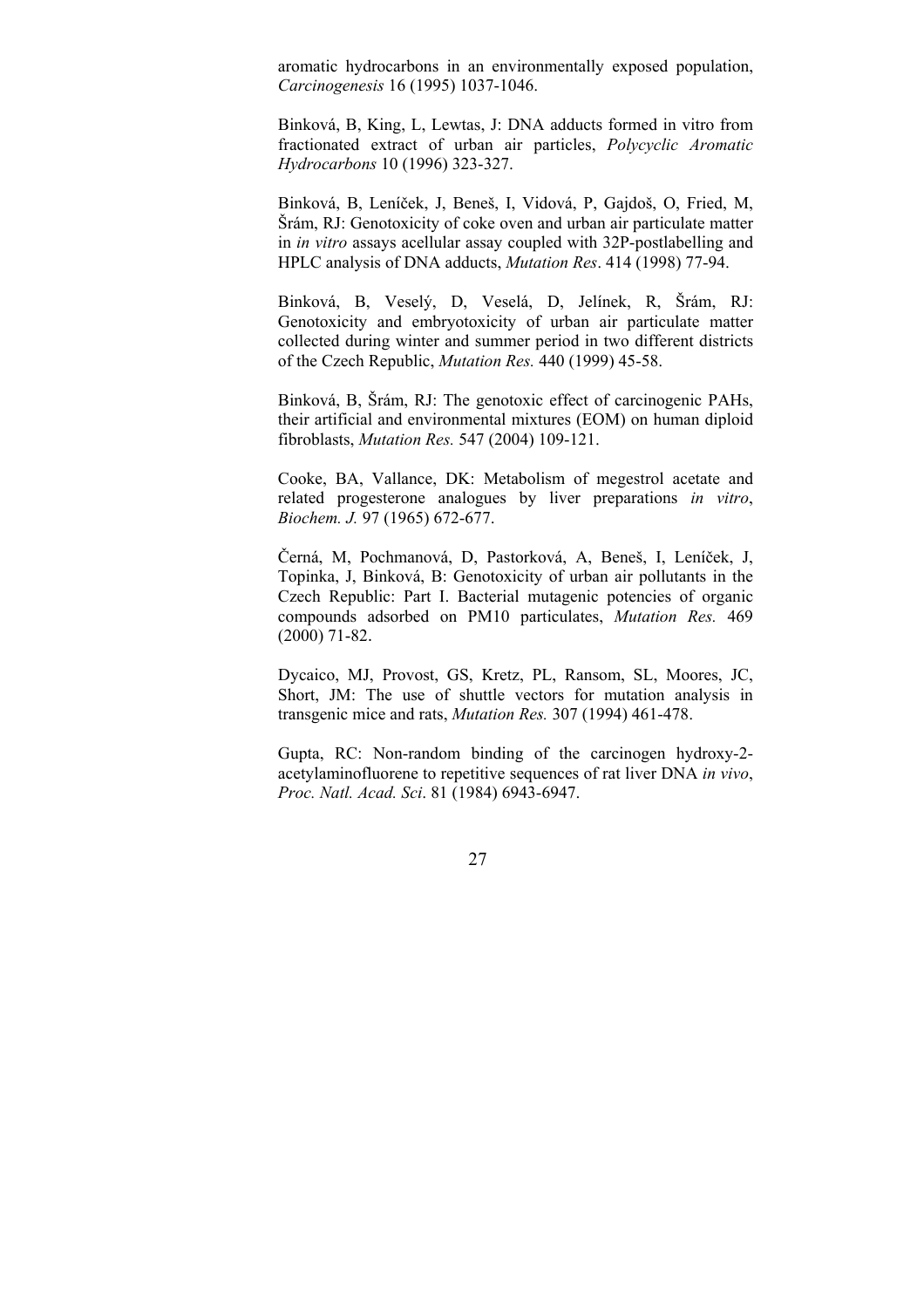aromatic hydrocarbons in an environmentally exposed population, *Carcinogenesis* 16 (1995) 1037-1046.

Binková, B, King, L, Lewtas, J: DNA adducts formed in vitro from fractionated extract of urban air particles, *Polycyclic Aromatic Hydrocarbons* 10 (1996) 323-327.

Binková, B, Leníček, J, Beneš, I, Vidová, P, Gajdoš, O, Fried, M, Šrám, RJ: Genotoxicity of coke oven and urban air particulate matter in *in vitro* assays acellular assay coupled with 32P-postlabelling and HPLC analysis of DNA adducts, *Mutation Res*. 414 (1998) 77-94.

Binková, B, Veselý, D, Veselá, D, Jelínek, R, Šrám, RJ: Genotoxicity and embryotoxicity of urban air particulate matter collected during winter and summer period in two different districts of the Czech Republic, *Mutation Res.* 440 (1999) 45-58.

Binková, B, Šrám, RJ: The genotoxic effect of carcinogenic PAHs, their artificial and environmental mixtures (EOM) on human diploid fibroblasts, *Mutation Res.* 547 (2004) 109-121.

Cooke, BA, Vallance, DK: Metabolism of megestrol acetate and related progesterone analogues by liver preparations *in vitro*, *Biochem. J.* 97 (1965) 672-677.

Černá, M, Pochmanová, D, Pastorková, A, Beneš, I, Leníček, J, Topinka, J, Binková, B: Genotoxicity of urban air pollutants in the Czech Republic: Part I. Bacterial mutagenic potencies of organic compounds adsorbed on PM10 particulates, *Mutation Res.* 469 (2000) 71-82.

Dycaico, MJ, Provost, GS, Kretz, PL, Ransom, SL, Moores, JC, Short, JM: The use of shuttle vectors for mutation analysis in transgenic mice and rats, *Mutation Res.* 307 (1994) 461-478.

Gupta, RC: Non-random binding of the carcinogen hydroxy-2-acetylaminofluorene to repetitive sequences of rat liver DNA *in vivo*, *Proc. Natl. Acad. Sci*. 81 (1984) 6943-6947.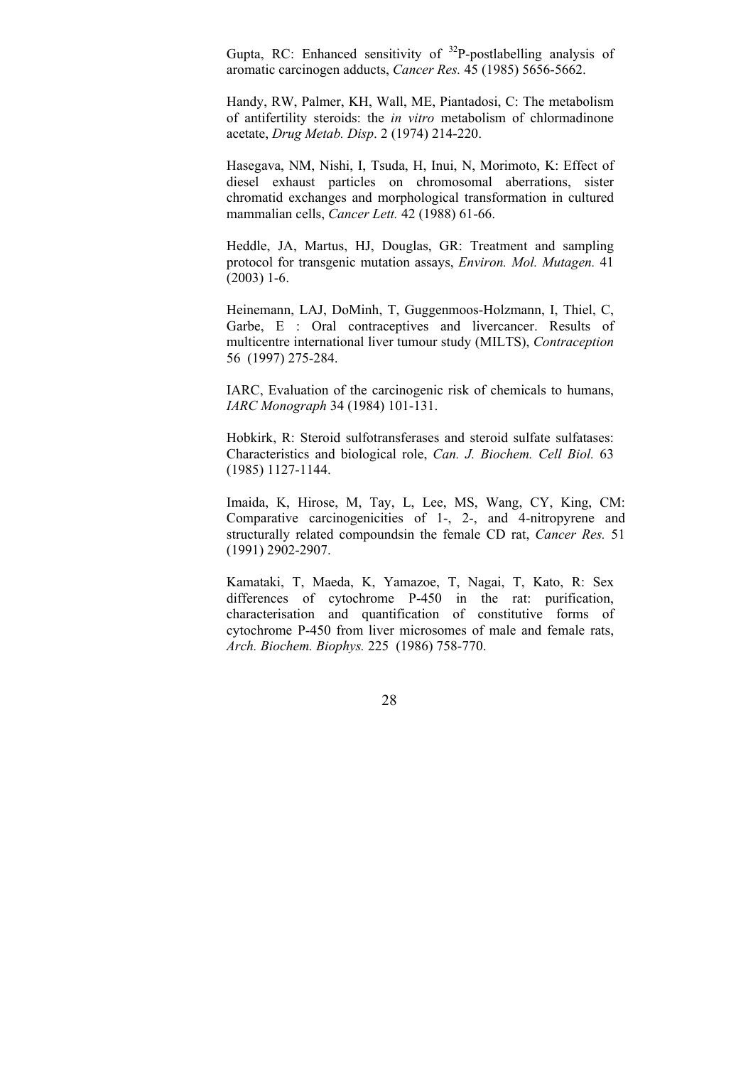Gupta, RC: Enhanced sensitivity of $^{32}$P-postlabelling analysis of aromatic carcinogen adducts, *Cancer Res.* 45 (1985) 5656-5662.

Handy, RW, Palmer, KH, Wall, ME, Piantadosi, C: The metabolism of antifertility steroids: the *in vitro* metabolism of chlormadinone acetate, *Drug Metab. Disp*. 2 (1974) 214-220.

Hasegava, NM, Nishi, I, Tsuda, H, Inui, N, Morimoto, K: Effect of diesel exhaust particles on chromosomal aberrations, sister chromatid exchanges and morphological transformation in cultured mammalian cells, *Cancer Lett.* 42 (1988) 61-66.

Heddle, JA, Martus, HJ, Douglas, GR: Treatment and sampling protocol for transgenic mutation assays, *Environ. Mol. Mutagen.* 41 (2003) 1-6.

Heinemann, LAJ, DoMinh, T, Guggenmoos-Holzmann, I, Thiel, C, Garbe, E : Oral contraceptives and livercancer. Results of multicentre international liver tumour study (MILTS), *Contraception* 56 (1997) 275-284.

IARC, Evaluation of the carcinogenic risk of chemicals to humans, *IARC Monograph* 34 (1984) 101-131.

Hobkirk, R: Steroid sulfotransferases and steroid sulfate sulfatases: Characteristics and biological role, *Can. J. Biochem. Cell Biol.* 63 (1985) 1127-1144.

Imaida, K, Hirose, M, Tay, L, Lee, MS, Wang, CY, King, CM: Comparative carcinogenicities of 1-, 2-, and 4-nitropyrene and structurally related compoundsin the female CD rat, *Cancer Res.* 51 (1991) 2902-2907.

Kamataki, T, Maeda, K, Yamazoe, T, Nagai, T, Kato, R: Sex differences of cytochrome P-450 in the rat: purification, characterisation and quantification of constitutive forms of cytochrome P-450 from liver microsomes of male and female rats, *Arch. Biochem. Biophys.* 225 (1986) 758-770.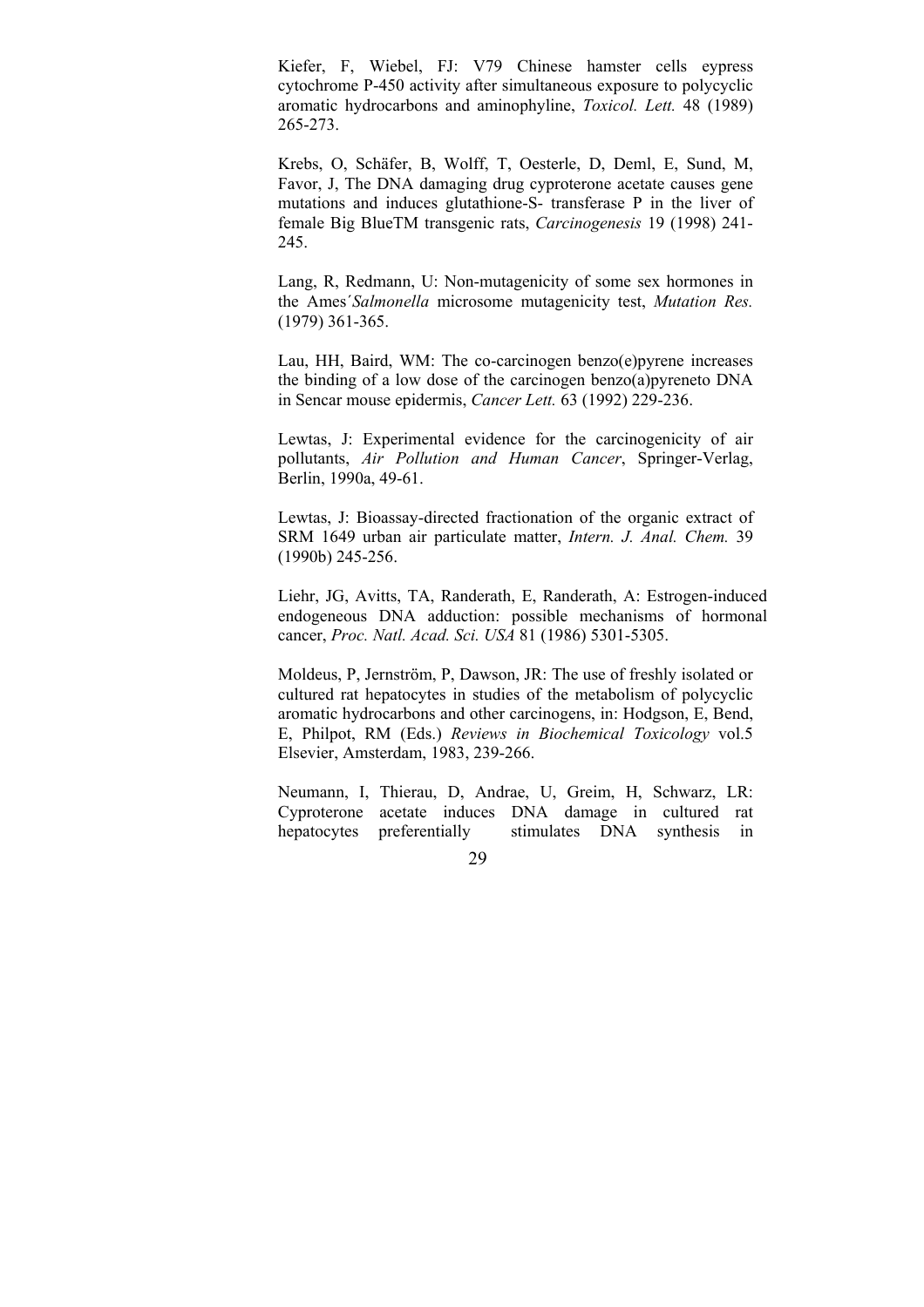Kiefer, F, Wiebel, FJ: V79 Chinese hamster cells eypress cytochrome P-450 activity after simultaneous exposure to polycyclic aromatic hydrocarbons and aminophyline, *Toxicol. Lett.* 48 (1989) 265-273.

Krebs, O, Schäfer, B, Wolff, T, Oesterle, D, Deml, E, Sund, M, Favor, J, The DNA damaging drug cyproterone acetate causes gene mutations and induces glutathione-S- transferase P in the liver of female Big BlueTM transgenic rats, *Carcinogenesis* 19 (1998) 241-245.

Lang, R, Redmann, U: Non-mutagenicity of some sex hormones in the Ames´*Salmonella* microsome mutagenicity test, *Mutation Res.* (1979) 361-365.

Lau, HH, Baird, WM: The co-carcinogen benzo(e)pyrene increases the binding of a low dose of the carcinogen benzo(a)pyreneto DNA in Sencar mouse epidermis, *Cancer Lett.* 63 (1992) 229-236.

Lewtas, J: Experimental evidence for the carcinogenicity of air pollutants, *Air Pollution and Human Cancer*, Springer-Verlag, Berlin, 1990a, 49-61.

Lewtas, J: Bioassay-directed fractionation of the organic extract of SRM 1649 urban air particulate matter, *Intern. J. Anal. Chem.* 39 (1990b) 245-256.

Liehr, JG, Avitts, TA, Randerath, E, Randerath, A: Estrogen-induced endogeneous DNA adduction: possible mechanisms of hormonal cancer, *Proc. Natl. Acad. Sci. USA* 81 (1986) 5301-5305.

Moldeus, P, Jernström, P, Dawson, JR: The use of freshly isolated or cultured rat hepatocytes in studies of the metabolism of polycyclic aromatic hydrocarbons and other carcinogens, in: Hodgson, E, Bend, E, Philpot, RM (Eds.) *Reviews in Biochemical Toxicology* vol.5 Elsevier, Amsterdam, 1983, 239-266.

Neumann, I, Thierau, D, Andrae, U, Greim, H, Schwarz, LR: Cyproterone acetate induces DNA damage in cultured rat hepatocytes preferentially stimulates DNA synthesis in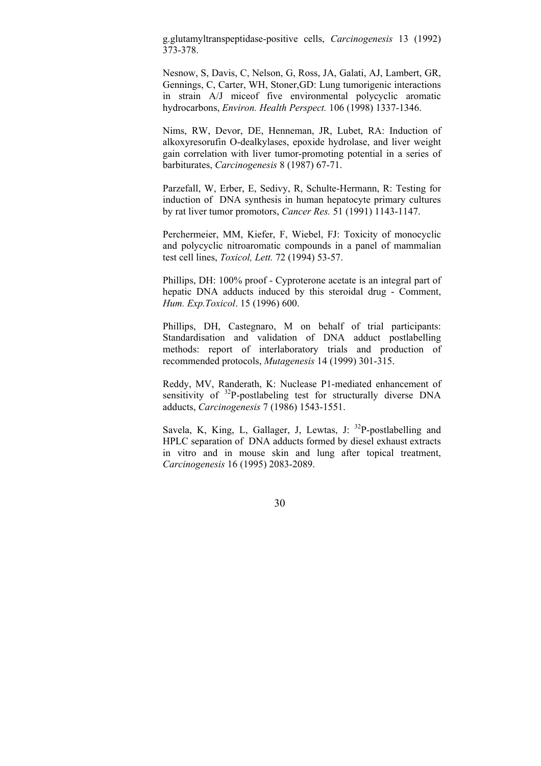g.glutamyltranspeptidase-positive cells, *Carcinogenesis* 13 (1992) 373-378.

Nesnow, S, Davis, C, Nelson, G, Ross, JA, Galati, AJ, Lambert, GR, Gennings, C, Carter, WH, Stoner,GD: Lung tumorigenic interactions in strain A/J miceof five environmental polycyclic aromatic hydrocarbons, *Environ. Health Perspect.* 106 (1998) 1337-1346.

Nims, RW, Devor, DE, Henneman, JR, Lubet, RA: Induction of alkoxyresorufin O-dealkylases, epoxide hydrolase, and liver weight gain correlation with liver tumor-promoting potential in a series of barbiturates, *Carcinogenesis* 8 (1987) 67-71.

Parzefall, W, Erber, E, Sedivy, R, Schulte-Hermann, R: Testing for induction of DNA synthesis in human hepatocyte primary cultures by rat liver tumor promotors, *Cancer Res.* 51 (1991) 1143-1147.

Perchermeier, MM, Kiefer, F, Wiebel, FJ: Toxicity of monocyclic and polycyclic nitroaromatic compounds in a panel of mammalian test cell lines, *Toxicol, Lett.* 72 (1994) 53-57.

Phillips, DH: 100% proof - Cyproterone acetate is an integral part of hepatic DNA adducts induced by this steroidal drug - Comment, *Hum. Exp.Toxicol*. 15 (1996) 600.

Phillips, DH, Castegnaro, M on behalf of trial participants: Standardisation and validation of DNA adduct postlabelling methods: report of interlaboratory trials and production of recommended protocols, *Mutagenesis* 14 (1999) 301-315.

Reddy, MV, Randerath, K: Nuclease P1-mediated enhancement of sensitivity of $^{32}$P-postlabeling test for structurally diverse DNA adducts, *Carcinogenesis* 7 (1986) 1543-1551.

Savela, K, King, L, Gallager, J, Lewtas, J: $^{32}$P-postlabelling and HPLC separation of DNA adducts formed by diesel exhaust extracts in vitro and in mouse skin and lung after topical treatment, *Carcinogenesis* 16 (1995) 2083-2089.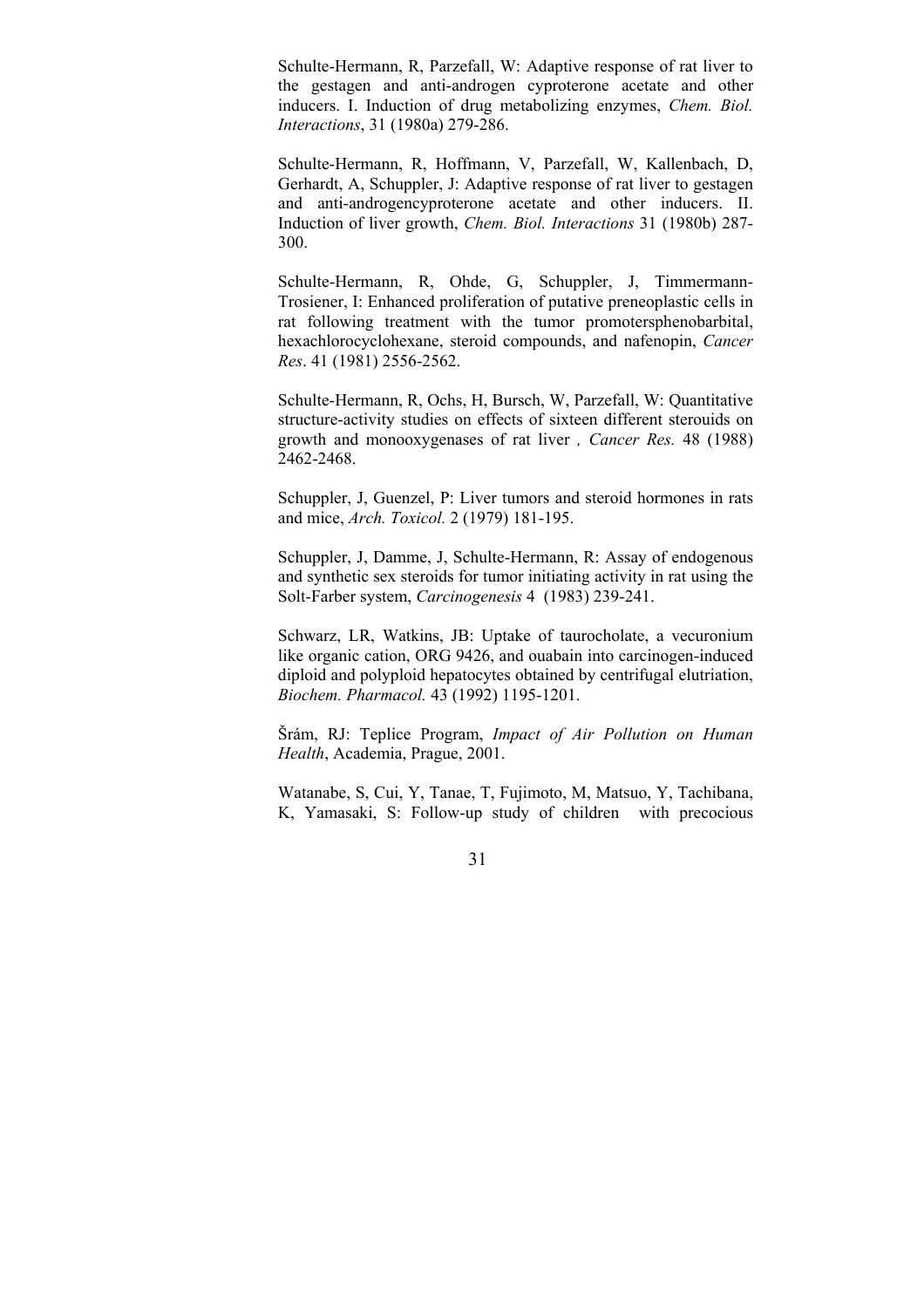Schulte-Hermann, R, Parzefall, W: Adaptive response of rat liver to the gestagen and anti-androgen cyproterone acetate and other inducers. I. Induction of drug metabolizing enzymes, *Chem. Biol. Interactions*, 31 (1980a) 279-286.

Schulte-Hermann, R, Hoffmann, V, Parzefall, W, Kallenbach, D, Gerhardt, A, Schuppler, J: Adaptive response of rat liver to gestagen and anti-androgencyproterone acetate and other inducers. II. Induction of liver growth, *Chem. Biol. Interactions* 31 (1980b) 287-300.

Schulte-Hermann, R, Ohde, G, Schuppler, J, Timmermann-Trosiener, I: Enhanced proliferation of putative preneoplastic cells in rat following treatment with the tumor promotersphenobarbital, hexachlorocyclohexane, steroid compounds, and nafenopin, *Cancer Res*. 41 (1981) 2556-2562.

Schulte-Hermann, R, Ochs, H, Bursch, W, Parzefall, W: Quantitative structure-activity studies on effects of sixteen different sterouids on growth and monooxygenases of rat liver *, Cancer Res.* 48 (1988) 2462-2468.

Schuppler, J, Guenzel, P: Liver tumors and steroid hormones in rats and mice, *Arch. Toxicol.* 2 (1979) 181-195.

Schuppler, J, Damme, J, Schulte-Hermann, R: Assay of endogenous and synthetic sex steroids for tumor initiating activity in rat using the Solt-Farber system, *Carcinogenesis* 4 (1983) 239-241.

Schwarz, LR, Watkins, JB: Uptake of taurocholate, a vecuronium like organic cation, ORG 9426, and ouabain into carcinogen-induced diploid and polyploid hepatocytes obtained by centrifugal elutriation, *Biochem. Pharmacol.* 43 (1992) 1195-1201.

Šrám, RJ: Teplice Program, *Impact of Air Pollution on Human Health*, Academia, Prague, 2001.

Watanabe, S, Cui, Y, Tanae, T, Fujimoto, M, Matsuo, Y, Tachibana, K, Yamasaki, S: Follow-up study of children with precocious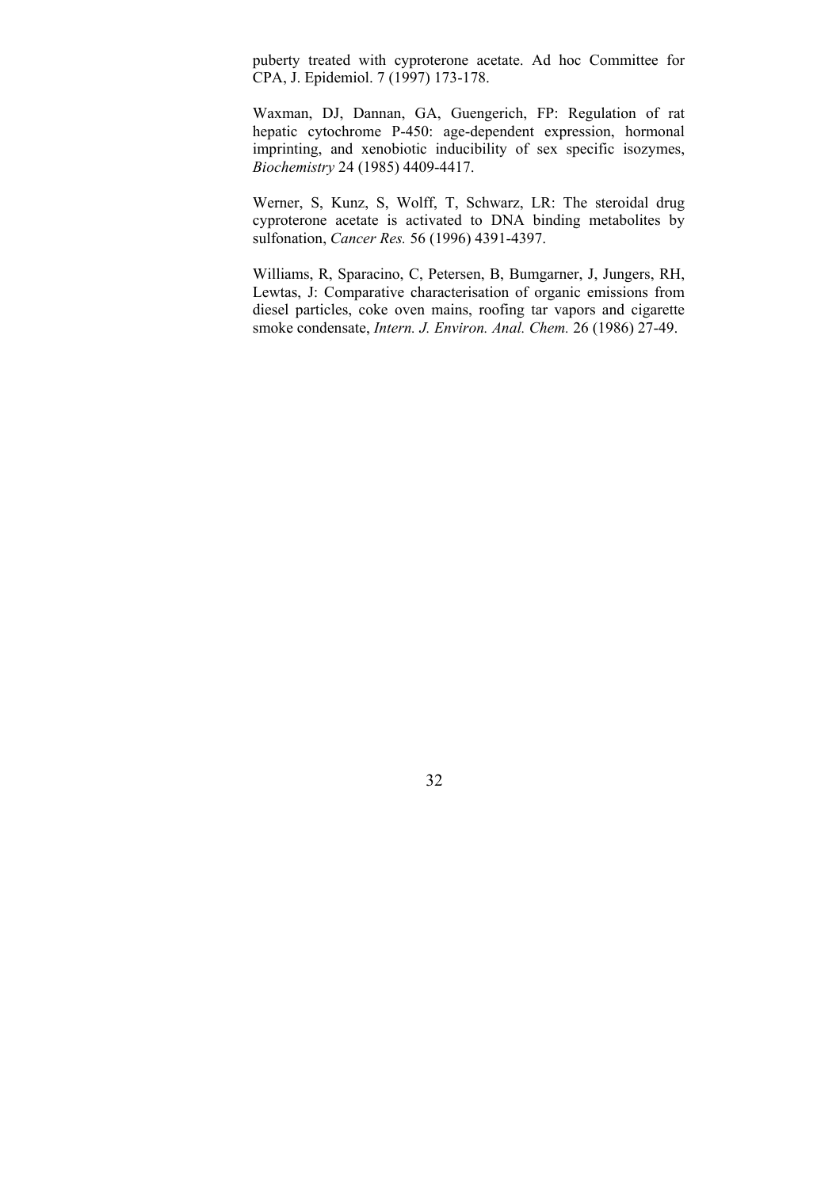puberty treated with cyproterone acetate. Ad hoc Committee for CPA, J. Epidemiol. 7 (1997) 173-178.

Waxman, DJ, Dannan, GA, Guengerich, FP: Regulation of rat hepatic cytochrome P-450: age-dependent expression, hormonal imprinting, and xenobiotic inducibility of sex specific isozymes, *Biochemistry* 24 (1985) 4409-4417.

Werner, S, Kunz, S, Wolff, T, Schwarz, LR: The steroidal drug cyproterone acetate is activated to DNA binding metabolites by sulfonation, *Cancer Res.* 56 (1996) 4391-4397.

Williams, R, Sparacino, C, Petersen, B, Bumgarner, J, Jungers, RH, Lewtas, J: Comparative characterisation of organic emissions from diesel particles, coke oven mains, roofing tar vapors and cigarette smoke condensate, *Intern. J. Environ. Anal. Chem.* 26 (1986) 27-49.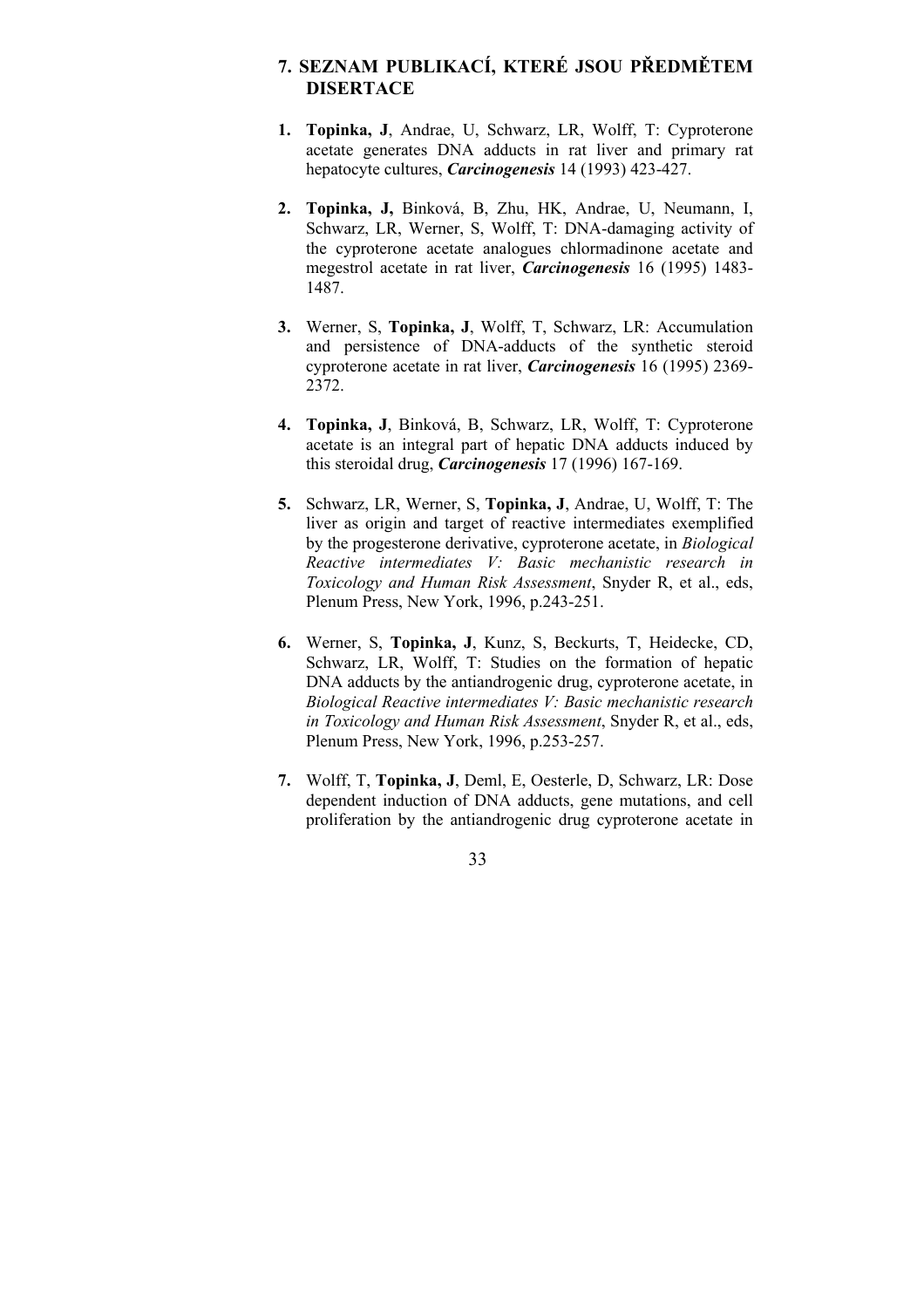## 7. SEZNAM PUBLIKACÍ, KTERÉ JSOU PŘEDMĚTEM DISERTACE

1. **Topinka, J**, Andrae, U, Schwarz, LR, Wolff, T: Cyproterone acetate generates DNA adducts in rat liver and primary rat hepatocyte cultures, ***Carcinogenesis*** 14 (1993) 423-427.

2. **Topinka, J,** Binková, B, Zhu, HK, Andrae, U, Neumann, I, Schwarz, LR, Werner, S, Wolff, T: DNA-damaging activity of the cyproterone acetate analogues chlormadinone acetate and megestrol acetate in rat liver, ***Carcinogenesis*** 16 (1995) 1483-1487.

3. Werner, S, **Topinka, J**, Wolff, T, Schwarz, LR: Accumulation and persistence of DNA-adducts of the synthetic steroid cyproterone acetate in rat liver, ***Carcinogenesis*** 16 (1995) 2369-2372.

4. **Topinka, J**, Binková, B, Schwarz, LR, Wolff, T: Cyproterone acetate is an integral part of hepatic DNA adducts induced by this steroidal drug, ***Carcinogenesis*** 17 (1996) 167-169.

5. Schwarz, LR, Werner, S, **Topinka, J**, Andrae, U, Wolff, T: The liver as origin and target of reactive intermediates exemplified by the progesterone derivative, cyproterone acetate, in *Biological Reactive intermediates V: Basic mechanistic research in Toxicology and Human Risk Assessment*, Snyder R, et al., eds, Plenum Press, New York, 1996, p.243-251.

6. Werner, S, **Topinka, J**, Kunz, S, Beckurts, T, Heidecke, CD, Schwarz, LR, Wolff, T: Studies on the formation of hepatic DNA adducts by the antiandrogenic drug, cyproterone acetate, in *Biological Reactive intermediates V: Basic mechanistic research in Toxicology and Human Risk Assessment*, Snyder R, et al., eds, Plenum Press, New York, 1996, p.253-257.

7. Wolff, T, **Topinka, J**, Deml, E, Oesterle, D, Schwarz, LR: Dose dependent induction of DNA adducts, gene mutations, and cell proliferation by the antiandrogenic drug cyproterone acetate in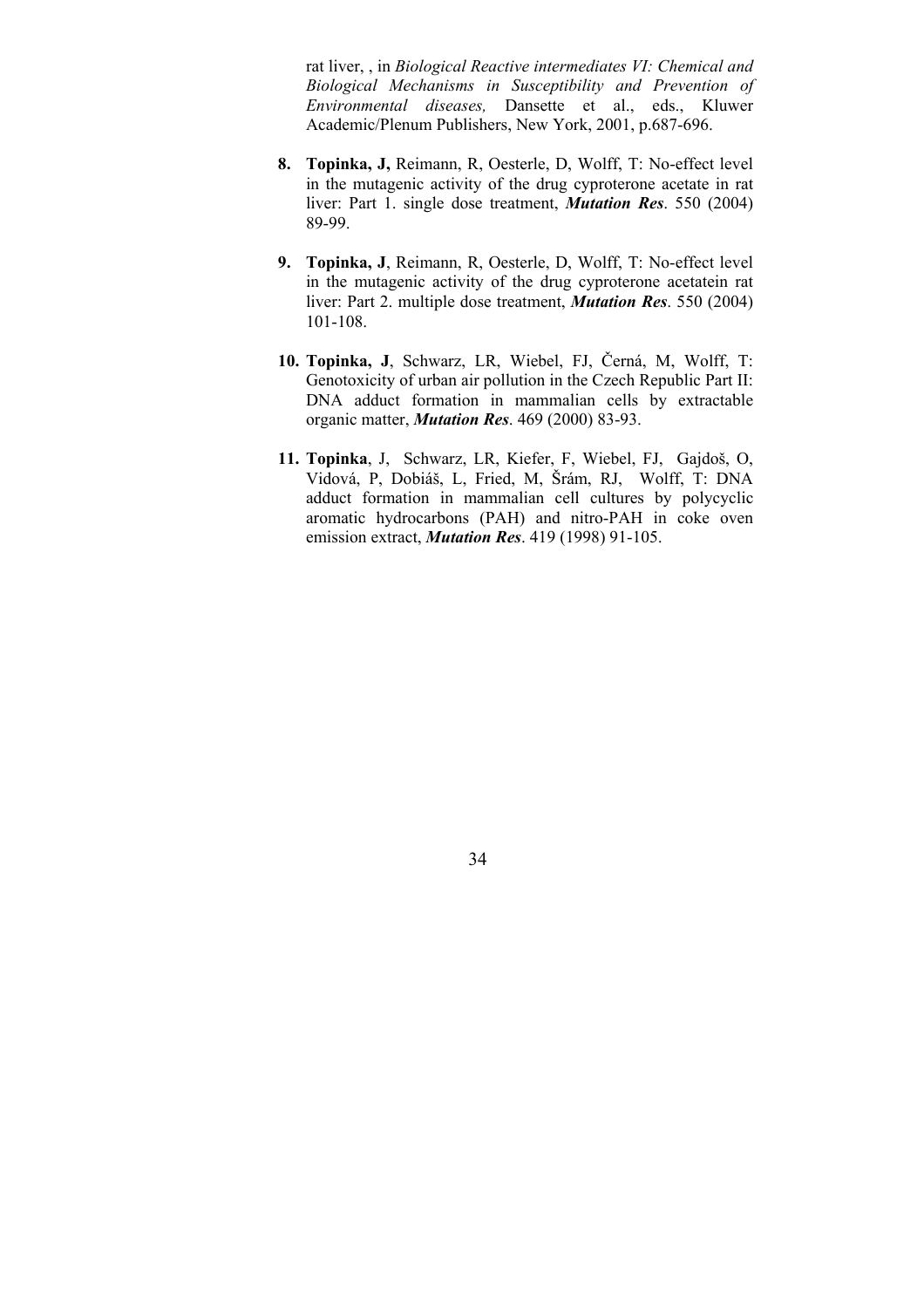rat liver, , in *Biological Reactive intermediates VI: Chemical and Biological Mechanisms in Susceptibility and Prevention of Environmental diseases,* Dansette et al., eds., Kluwer Academic/Plenum Publishers, New York, 2001, p.687-696.

8. **Topinka, J,** Reimann, R, Oesterle, D, Wolff, T: No-effect level in the mutagenic activity of the drug cyproterone acetate in rat liver: Part 1. single dose treatment, ***Mutation Res***. 550 (2004) 89-99.

9. **Topinka, J**, Reimann, R, Oesterle, D, Wolff, T: No-effect level in the mutagenic activity of the drug cyproterone acetatein rat liver: Part 2. multiple dose treatment, ***Mutation Res***. 550 (2004) 101-108.

10. **Topinka, J**, Schwarz, LR, Wiebel, FJ, Černá, M, Wolff, T: Genotoxicity of urban air pollution in the Czech Republic Part II: DNA adduct formation in mammalian cells by extractable organic matter, ***Mutation Res***. 469 (2000) 83-93.

11. **Topinka**, J, Schwarz, LR, Kiefer, F, Wiebel, FJ, Gajdoš, O, Vidová, P, Dobiáš, L, Fried, M, Šrám, RJ, Wolff, T: DNA adduct formation in mammalian cell cultures by polycyclic aromatic hydrocarbons (PAH) and nitro-PAH in coke oven emission extract, ***Mutation Res***. 419 (1998) 91-105.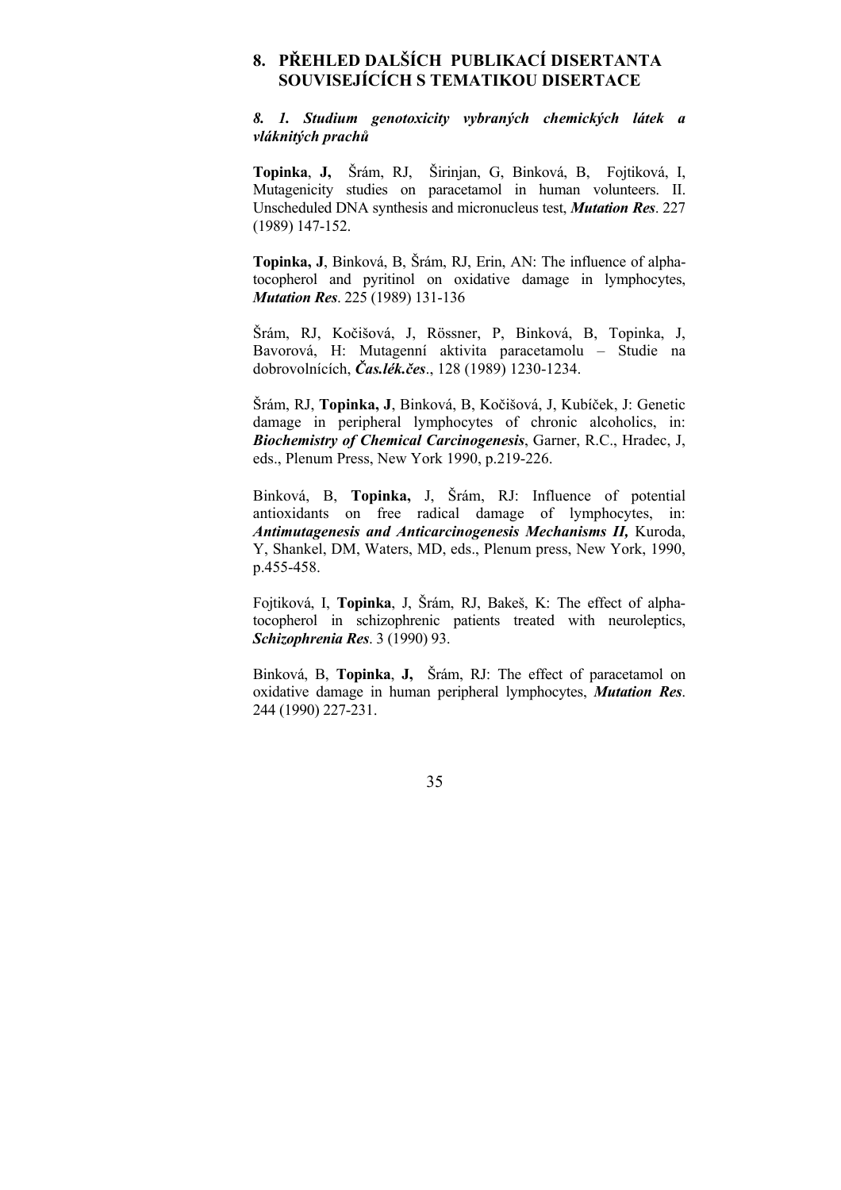## 8. PŘEHLED DALŠÍCH PUBLIKACÍ DISERTANTA SOUVISEJÍCÍCH S TEMATIKOU DISERTACE

### *8. 1. Studium genotoxicity vybraných chemických látek a vláknitých prachů*

**Topinka**, **J,** Šrám, RJ, Širinjan, G, Binková, B, Fojtiková, I, Mutagenicity studies on paracetamol in human volunteers. II. Unscheduled DNA synthesis and micronucleus test, ***Mutation Res***. 227 (1989) 147-152.

**Topinka, J**, Binková, B, Šrám, RJ, Erin, AN: The influence of alpha-tocopherol and pyritinol on oxidative damage in lymphocytes, ***Mutation Res***. 225 (1989) 131-136

Šrám, RJ, Kočišová, J, Rössner, P, Binková, B, Topinka, J, Bavorová, H: Mutagenní aktivita paracetamolu – Studie na dobrovolnících, ***Čas.lék.čes***., 128 (1989) 1230-1234.

Šrám, RJ, **Topinka, J**, Binková, B, Kočišová, J, Kubíček, J: Genetic damage in peripheral lymphocytes of chronic alcoholics, in: ***Biochemistry of Chemical Carcinogenesis***, Garner, R.C., Hradec, J, eds., Plenum Press, New York 1990, p.219-226.

Binková, B, **Topinka,** J, Šrám, RJ: Influence of potential antioxidants on free radical damage of lymphocytes, in: ***Antimutagenesis and Anticarcinogenesis Mechanisms II,*** Kuroda, Y, Shankel, DM, Waters, MD, eds., Plenum press, New York, 1990, p.455-458.

Fojtiková, I, **Topinka**, J, Šrám, RJ, Bakeš, K: The effect of alpha-tocopherol in schizophrenic patients treated with neuroleptics, ***Schizophrenia Res***. 3 (1990) 93.

Binková, B, **Topinka**, **J,** Šrám, RJ: The effect of paracetamol on oxidative damage in human peripheral lymphocytes, ***Mutation Res***. 244 (1990) 227-231.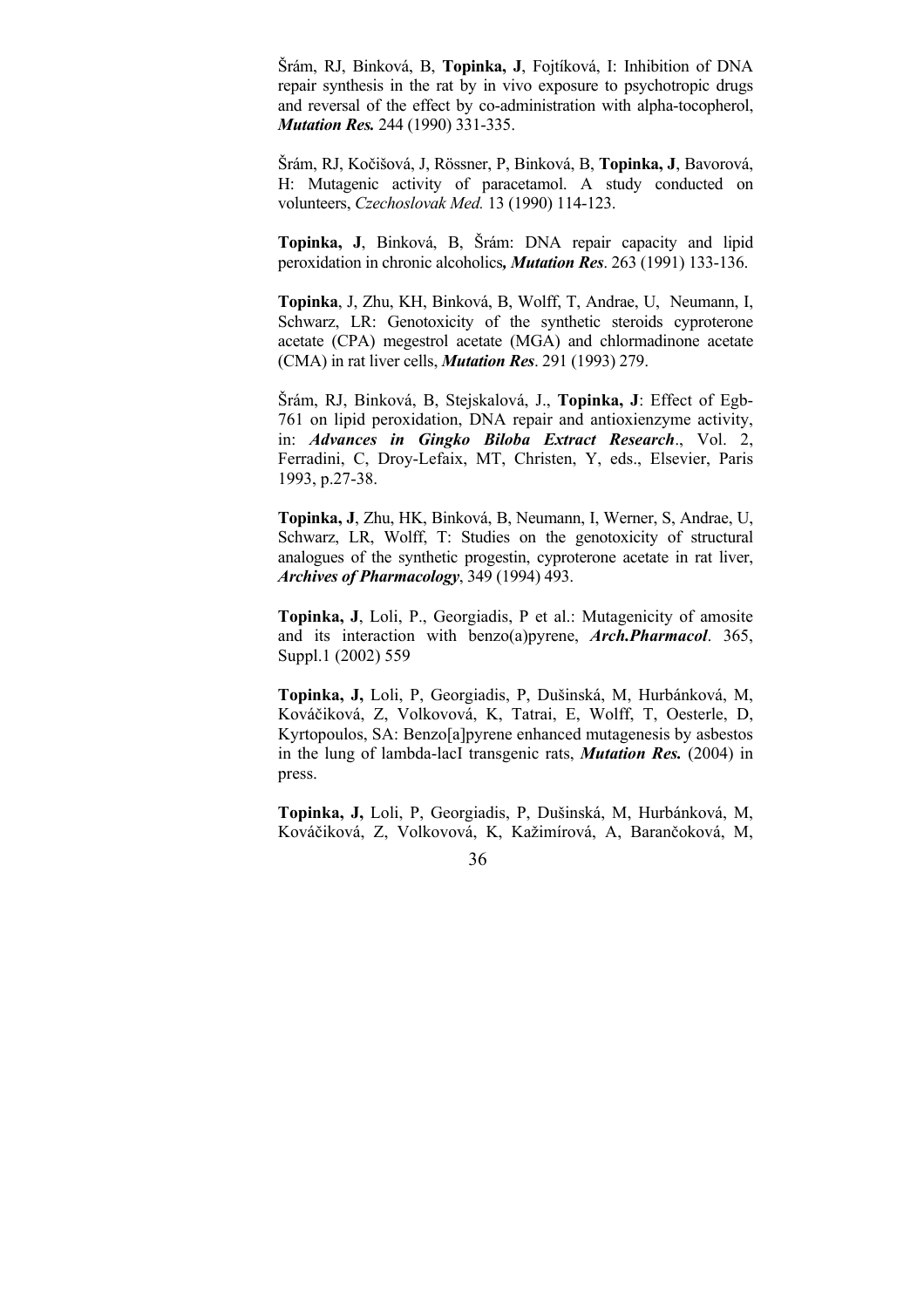Šrám, RJ, Binková, B, **Topinka, J**, Fojtíková, I: Inhibition of DNA repair synthesis in the rat by in vivo exposure to psychotropic drugs and reversal of the effect by co-administration with alpha-tocopherol, ***Mutation Res.*** 244 (1990) 331-335.

Šrám, RJ, Kočišová, J, Rössner, P, Binková, B, **Topinka, J**, Bavorová, H: Mutagenic activity of paracetamol. A study conducted on volunteers, *Czechoslovak Med.* 13 (1990) 114-123.

**Topinka, J**, Binková, B, Šrám: DNA repair capacity and lipid peroxidation in chronic alcoholics***, Mutation Res***. 263 (1991) 133-136.

**Topinka**, J, Zhu, KH, Binková, B, Wolff, T, Andrae, U, Neumann, I, Schwarz, LR: Genotoxicity of the synthetic steroids cyproterone acetate (CPA) megestrol acetate (MGA) and chlormadinone acetate (CMA) in rat liver cells, ***Mutation Res***. 291 (1993) 279.

Šrám, RJ, Binková, B, Stejskalová, J., **Topinka, J**: Effect of Egb-761 on lipid peroxidation, DNA repair and antioxienzyme activity, in: ***Advances in Gingko Biloba Extract Research***., Vol. 2, Ferradini, C, Droy-Lefaix, MT, Christen, Y, eds., Elsevier, Paris 1993, p.27-38.

**Topinka, J**, Zhu, HK, Binková, B, Neumann, I, Werner, S, Andrae, U, Schwarz, LR, Wolff, T: Studies on the genotoxicity of structural analogues of the synthetic progestin, cyproterone acetate in rat liver, ***Archives of Pharmacology***, 349 (1994) 493.

**Topinka, J**, Loli, P., Georgiadis, P et al.: Mutagenicity of amosite and its interaction with benzo(a)pyrene, ***Arch.Pharmacol***. 365, Suppl.1 (2002) 559

**Topinka, J,** Loli, P, Georgiadis, P, Dušinská, M, Hurbánková, M, Kováčiková, Z, Volkovová, K, Tatrai, E, Wolff, T, Oesterle, D, Kyrtopoulos, SA: Benzo[a]pyrene enhanced mutagenesis by asbestos in the lung of lambda-lacI transgenic rats, ***Mutation Res.*** (2004) in press.

**Topinka, J,** Loli, P, Georgiadis, P, Dušinská, M, Hurbánková, M, Kováčiková, Z, Volkovová, K, Kažimírová, A, Barančoková, M,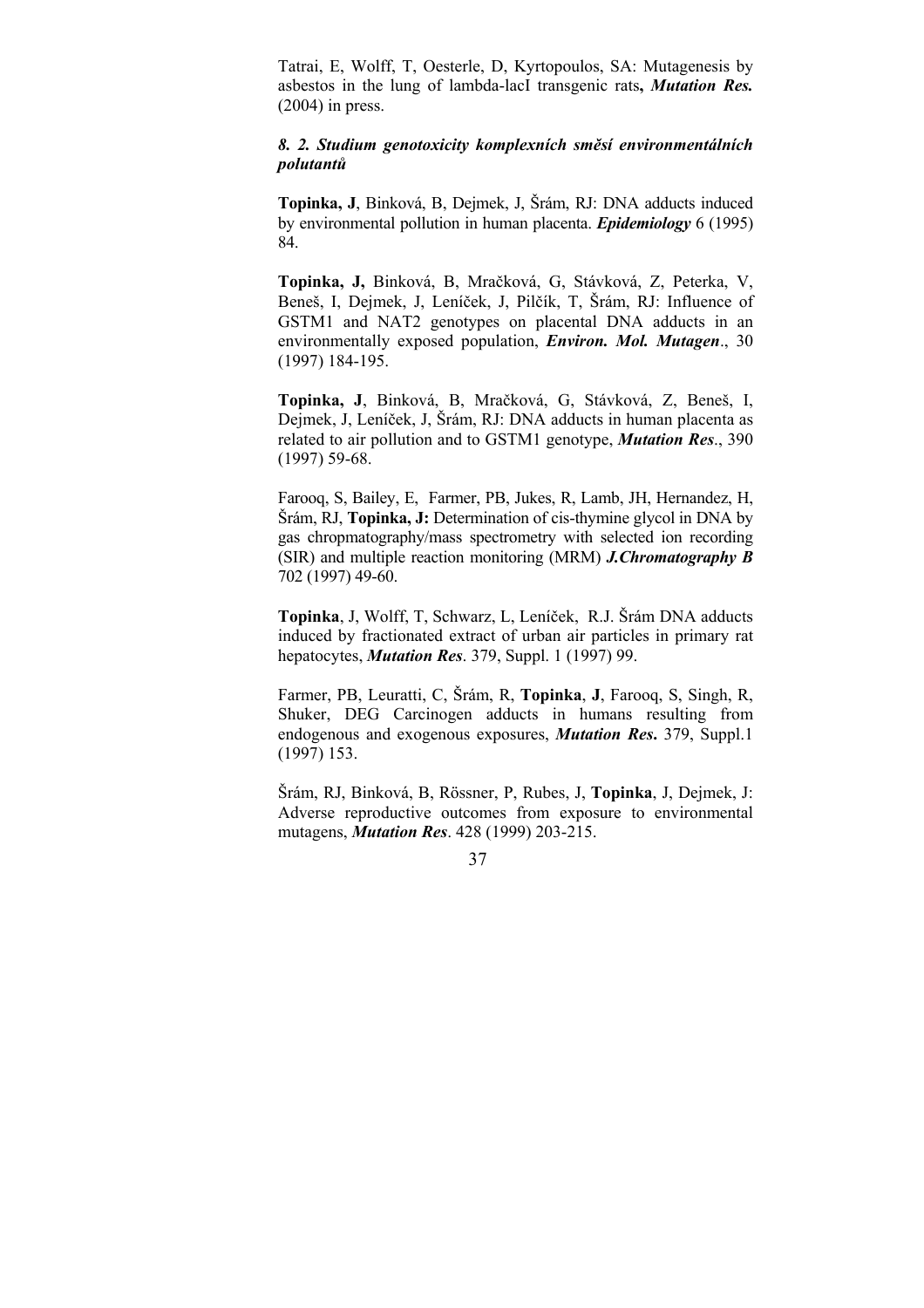Tatrai, E, Wolff, T, Oesterle, D, Kyrtopoulos, SA: Mutagenesis by asbestos in the lung of lambda-lacI transgenic rats**,** ***Mutation Res.*** (2004) in press.

### *8. 2. Studium genotoxicity komplexních směsí environmentálních polutantů*

**Topinka, J**, Binková, B, Dejmek, J, Šrám, RJ: DNA adducts induced by environmental pollution in human placenta. ***Epidemiology*** 6 (1995) 84.

**Topinka, J,** Binková, B, Mračková, G, Stávková, Z, Peterka, V, Beneš, I, Dejmek, J, Leníček, J, Pilčík, T, Šrám, RJ: Influence of GSTM1 and NAT2 genotypes on placental DNA adducts in an environmentally exposed population, ***Environ. Mol. Mutagen***., 30 (1997) 184-195.

**Topinka, J**, Binková, B, Mračková, G, Stávková, Z, Beneš, I, Dejmek, J, Leníček, J, Šrám, RJ: DNA adducts in human placenta as related to air pollution and to GSTM1 genotype, ***Mutation Res***., 390 (1997) 59-68.

Farooq, S, Bailey, E, Farmer, PB, Jukes, R, Lamb, JH, Hernandez, H, Šrám, RJ, **Topinka, J:** Determination of cis-thymine glycol in DNA by gas chropmatography/mass spectrometry with selected ion recording (SIR) and multiple reaction monitoring (MRM) ***J.Chromatography B*** 702 (1997) 49-60.

**Topinka**, J, Wolff, T, Schwarz, L, Leníček, R.J. Šrám DNA adducts induced by fractionated extract of urban air particles in primary rat hepatocytes, ***Mutation Res***. 379, Suppl. 1 (1997) 99.

Farmer, PB, Leuratti, C, Šrám, R, **Topinka**, **J**, Farooq, S, Singh, R, Shuker, DEG Carcinogen adducts in humans resulting from endogenous and exogenous exposures, ***Mutation Res*****.** 379, Suppl.1 (1997) 153.

Šrám, RJ, Binková, B, Rössner, P, Rubes, J, **Topinka**, J, Dejmek, J: Adverse reproductive outcomes from exposure to environmental mutagens, ***Mutation Res***. 428 (1999) 203-215.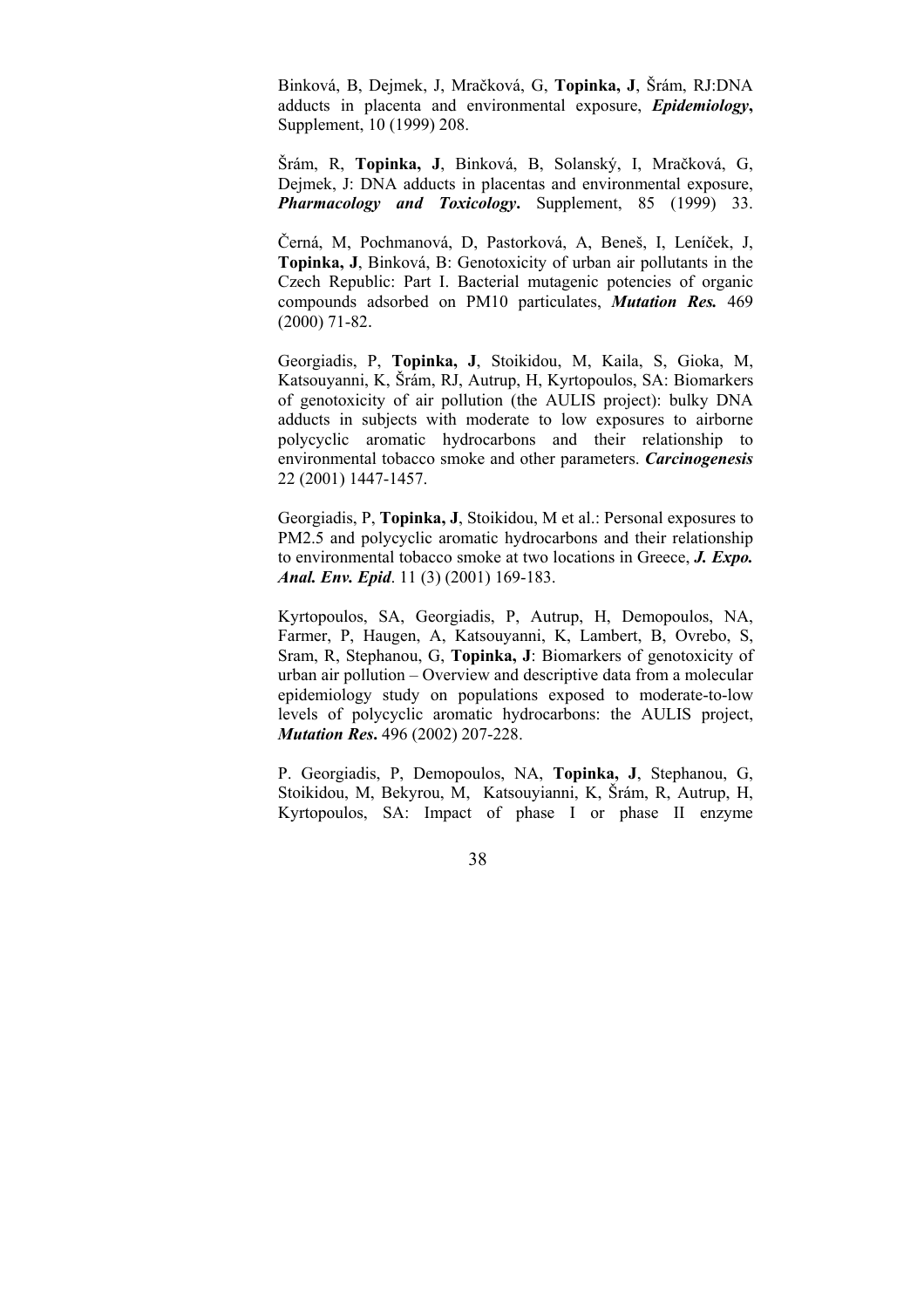Binková, B, Dejmek, J, Mračková, G, **Topinka, J**, Šrám, RJ:DNA adducts in placenta and environmental exposure, ***Epidemiology*****,** Supplement, 10 (1999) 208.

Šrám, R, **Topinka, J**, Binková, B, Solanský, I, Mračková, G, Dejmek, J: DNA adducts in placentas and environmental exposure, ***Pharmacology and Toxicology*****.** Supplement, 85 (1999) 33.

Černá, M, Pochmanová, D, Pastorková, A, Beneš, I, Leníček, J, **Topinka, J**, Binková, B: Genotoxicity of urban air pollutants in the Czech Republic: Part I. Bacterial mutagenic potencies of organic compounds adsorbed on PM10 particulates, ***Mutation Res.*** 469 (2000) 71-82.

Georgiadis, P, **Topinka, J**, Stoikidou, M, Kaila, S, Gioka, M, Katsouyanni, K, Šrám, RJ, Autrup, H, Kyrtopoulos, SA: Biomarkers of genotoxicity of air pollution (the AULIS project): bulky DNA adducts in subjects with moderate to low exposures to airborne polycyclic aromatic hydrocarbons and their relationship to environmental tobacco smoke and other parameters. ***Carcinogenesis*** 22 (2001) 1447-1457.

Georgiadis, P, **Topinka, J**, Stoikidou, M et al.: Personal exposures to PM2.5 and polycyclic aromatic hydrocarbons and their relationship to environmental tobacco smoke at two locations in Greece, ***J. Expo. Anal. Env. Epid***. 11 (3) (2001) 169-183.

Kyrtopoulos, SA, Georgiadis, P, Autrup, H, Demopoulos, NA, Farmer, P, Haugen, A, Katsouyanni, K, Lambert, B, Ovrebo, S, Sram, R, Stephanou, G, **Topinka, J**: Biomarkers of genotoxicity of urban air pollution – Overview and descriptive data from a molecular epidemiology study on populations exposed to moderate-to-low levels of polycyclic aromatic hydrocarbons: the AULIS project, ***Mutation Res*****.** 496 (2002) 207-228.

P. Georgiadis, P, Demopoulos, NA, **Topinka, J**, Stephanou, G, Stoikidou, M, Bekyrou, M, Katsouyianni, K, Šrám, R, Autrup, H, Kyrtopoulos, SA: Impact of phase I or phase II enzyme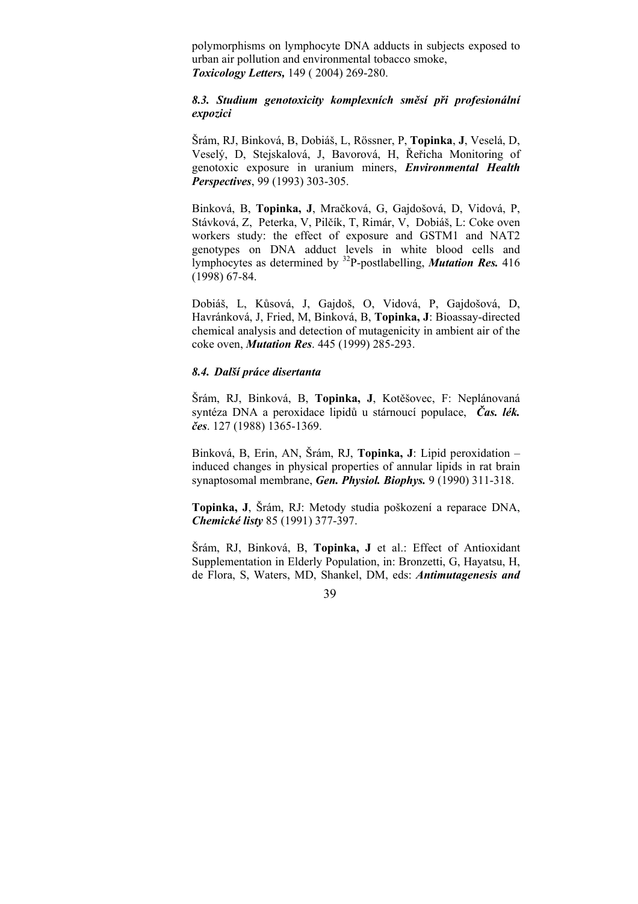polymorphisms on lymphocyte DNA adducts in subjects exposed to urban air pollution and environmental tobacco smoke, ***Toxicology Letters,*** 149 ( 2004) 269-280.

### *8.3. Studium genotoxicity komplexních směsí při profesionální expozici*

Šrám, RJ, Binková, B, Dobiáš, L, Rössner, P, **Topinka**, **J**, Veselá, D, Veselý, D, Stejskalová, J, Bavorová, H, Řeřicha Monitoring of genotoxic exposure in uranium miners, ***Environmental Health Perspectives***, 99 (1993) 303-305.

Binková, B, **Topinka, J**, Mračková, G, Gajdošová, D, Vidová, P, Stávková, Z, Peterka, V, Pilčík, T, Rimár, V, Dobiáš, L: Coke oven workers study: the effect of exposure and GSTM1 and NAT2 genotypes on DNA adduct levels in white blood cells and lymphocytes as determined by $^{32}$P-postlabelling, ***Mutation Res.*** 416 (1998) 67-84.

Dobiáš, L, Kůsová, J, Gajdoš, O, Vidová, P, Gajdošová, D, Havránková, J, Fried, M, Binková, B, **Topinka, J**: Bioassay-directed chemical analysis and detection of mutagenicity in ambient air of the coke oven, ***Mutation Res***. 445 (1999) 285-293.

### *8.4. Další práce disertanta*

Šrám, RJ, Binková, B, **Topinka, J**, Kotěšovec, F: Neplánovaná syntéza DNA a peroxidace lipidů u stárnoucí populace, ***Čas. lék. čes***. 127 (1988) 1365-1369.

Binková, B, Erin, AN, Šrám, RJ, **Topinka, J**: Lipid peroxidation – induced changes in physical properties of annular lipids in rat brain synaptosomal membrane, ***Gen. Physiol. Biophys.*** 9 (1990) 311-318.

**Topinka, J**, Šrám, RJ: Metody studia poškození a reparace DNA, ***Chemické listy*** 85 (1991) 377-397.

Šrám, RJ, Binková, B, **Topinka, J** et al.: Effect of Antioxidant Supplementation in Elderly Population, in: Bronzetti, G, Hayatsu, H, de Flora, S, Waters, MD, Shankel, DM, eds: ***Antimutagenesis and***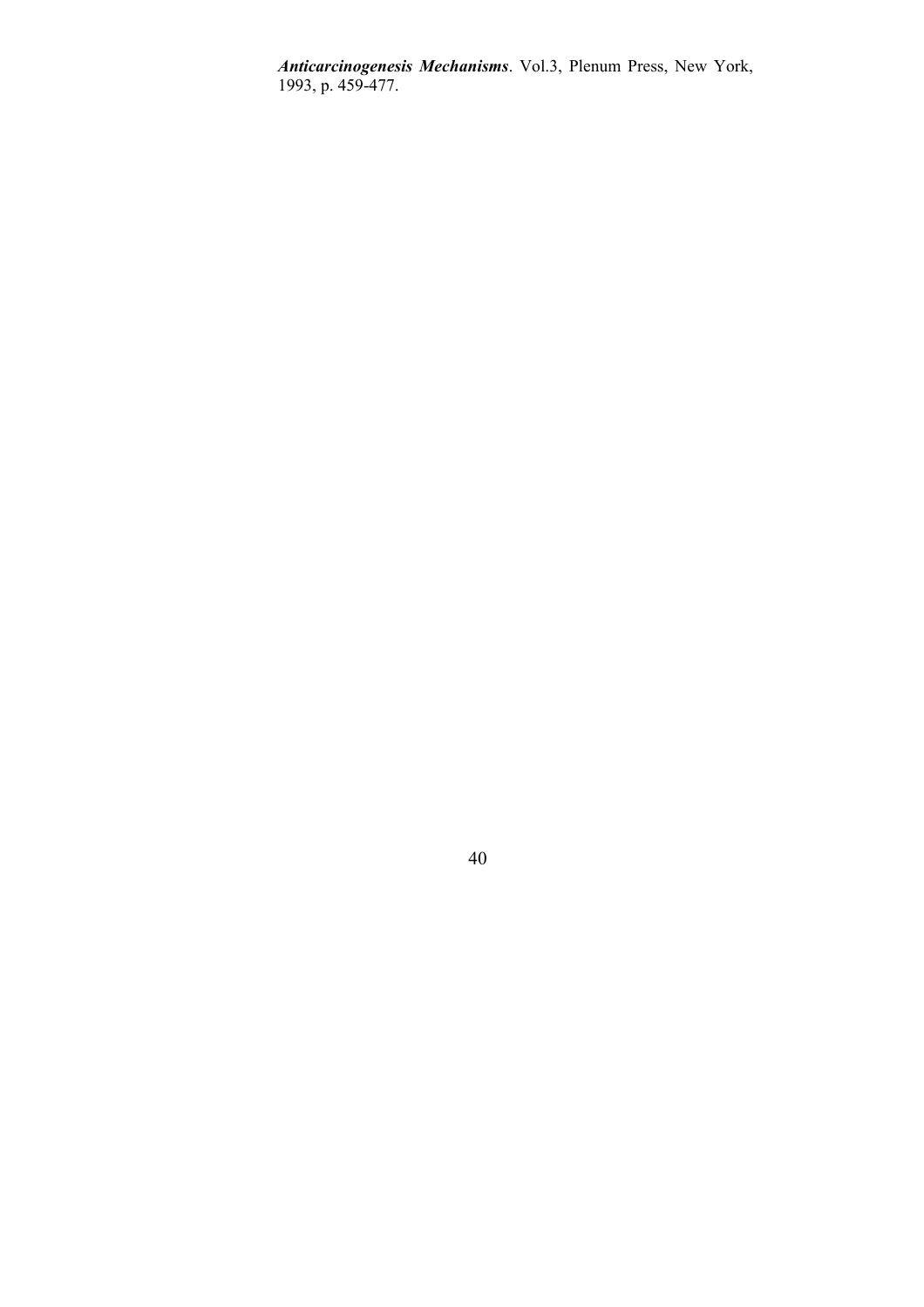***Anticarcinogenesis Mechanisms***. Vol.3, Plenum Press, New York, 1993, p. 459-477.